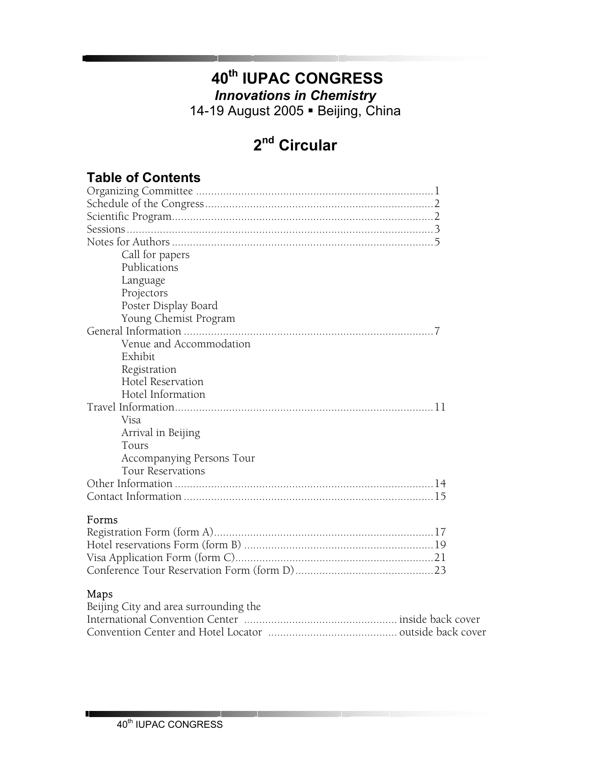# 40th IUPAC CONGRESS

***Innovations in Chemistry***

14-19 August 2005 ▪ Beijing, China

## 2nd Circular

### Table of Contents

Organizing Committee ............................................................................1
Schedule of the Congress..........................................................................2
Scientific Program.....................................................................................2
Sessions....................................................................................................3
Notes for Authors .....................................................................................5

- Call for papers
- Publications
- Language
- Projectors
- Poster Display Board
- Young Chemist Program

General Information .................................................................................7

- Venue and Accommodation
- Exhibit
- Registration
- Hotel Reservation
- Hotel Information

Travel Information....................................................................................11

- Visa
- Arrival in Beijing
- Tours
- Accompanying Persons Tour
- Tour Reservations

Other Information ....................................................................................14
Contact Information .................................................................................15

#### Forms

Registration Form (form A).......................................................................17
Hotel reservations Form (form B) .............................................................19
Visa Application Form (form C)................................................................21
Conference Tour Reservation Form (form D).............................................23

#### Maps

Beijing City and area surrounding the
International Convention Center .................................................. inside back cover
Convention Center and Hotel Locator ........................................... outside back cover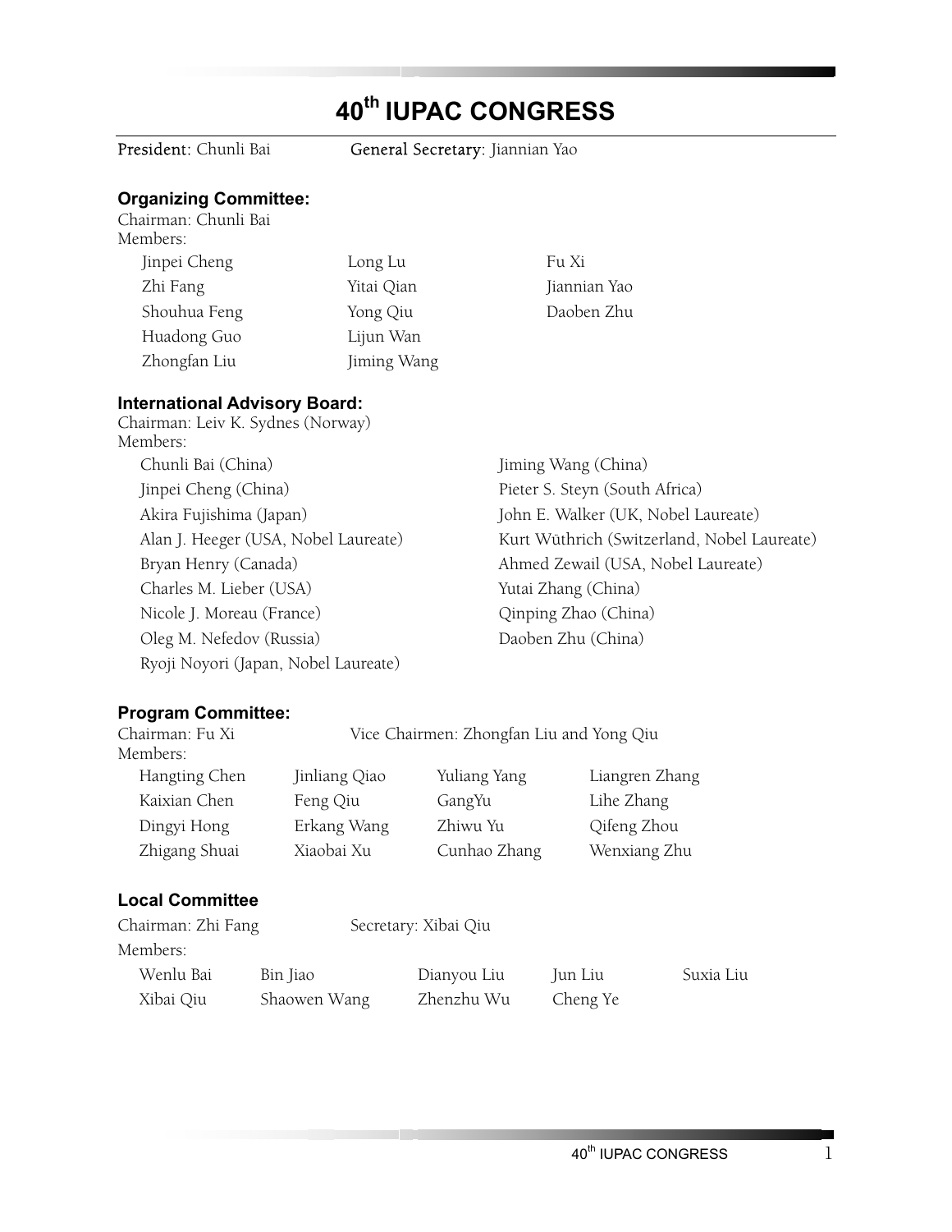# 40th IUPAC CONGRESS

**President**: Chunli Bai **General Secretary**: Jiannian Yao

## Organizing Committee:

Chairman: Chunli Bai

Members:

| | | |
|---|---|---|
| Jinpei Cheng | Long Lu | Fu Xi |
| Zhi Fang | Yitai Qian | Jiannian Yao |
| Shouhua Feng | Yong Qiu | Daoben Zhu |
| Huadong Guo | Lijun Wan | |
| Zhongfan Liu | Jiming Wang | |

## International Advisory Board:

Chairman: Leiv K. Sydnes (Norway)

Members:

| | |
|---|---|
| Chunli Bai (China) | Jiming Wang (China) |
| Jinpei Cheng (China) | Pieter S. Steyn (South Africa) |
| Akira Fujishima (Japan) | John E. Walker (UK, Nobel Laureate) |
| Alan J. Heeger (USA, Nobel Laureate) | Kurt Wüthrich (Switzerland, Nobel Laureate) |
| Bryan Henry (Canada) | Ahmed Zewail (USA, Nobel Laureate) |
| Charles M. Lieber (USA) | Yutai Zhang (China) |
| Nicole J. Moreau (France) | Qinping Zhao (China) |
| Oleg M. Nefedov (Russia) | Daoben Zhu (China) |
| Ryoji Noyori (Japan, Nobel Laureate) | |

## Program Committee:

Chairman: Fu Xi Vice Chairmen: Zhongfan Liu and Yong Qiu

Members:

| | | | |
|---|---|---|---|
| Hangting Chen | Jinliang Qiao | Yuliang Yang | Liangren Zhang |
| Kaixian Chen | Feng Qiu | GangYu | Lihe Zhang |
| Dingyi Hong | Erkang Wang | Zhiwu Yu | Qifeng Zhou |
| Zhigang Shuai | Xiaobai Xu | Cunhao Zhang | Wenxiang Zhu |

## Local Committee

Chairman: Zhi Fang Secretary: Xibai Qiu

Members:

| | | | | |
|---|---|---|---|---|
| Wenlu Bai | Bin Jiao | Dianyou Liu | Jun Liu | Suxia Liu |
| Xibai Qiu | Shaowen Wang | Zhenzhu Wu | Cheng Ye | |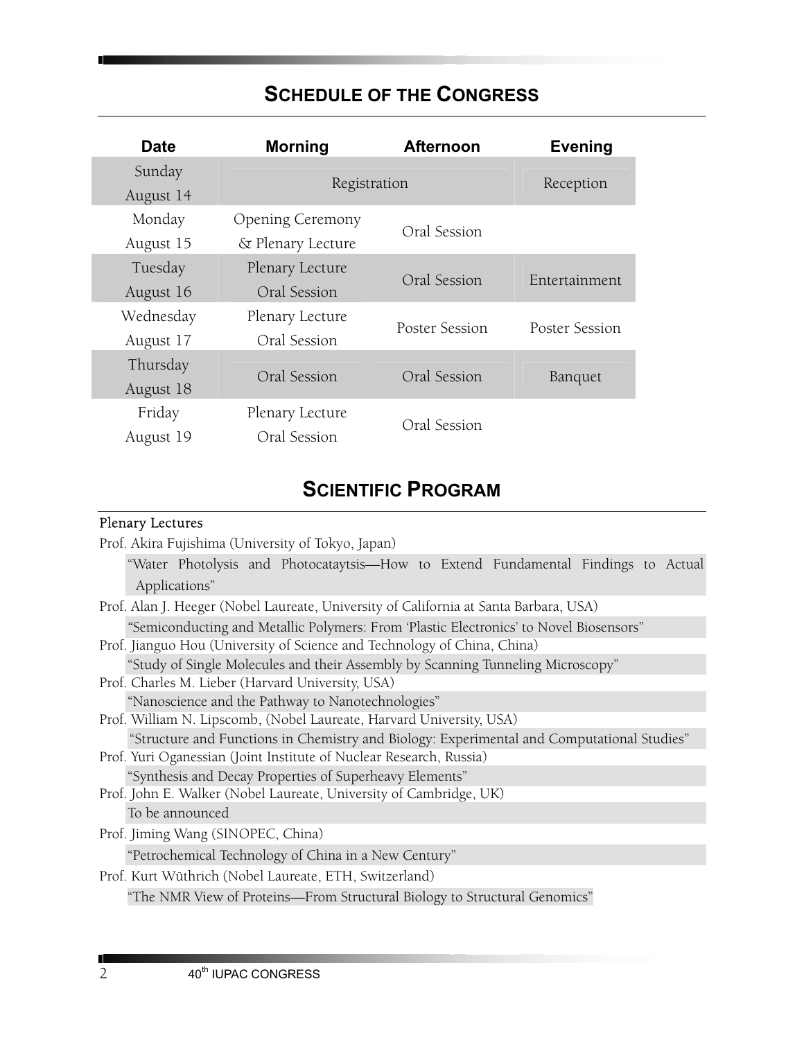## SCHEDULE OF THE CONGRESS

| Date | Morning | Afternoon | Evening |
| --- | --- | --- | --- |
| Sunday August 14 | Registration | | Reception |
| Monday August 15 | Opening Ceremony & Plenary Lecture | Oral Session | |
| Tuesday August 16 | Plenary Lecture Oral Session | Oral Session | Entertainment |
| Wednesday August 17 | Plenary Lecture Oral Session | Poster Session | Poster Session |
| Thursday August 18 | Oral Session | Oral Session | Banquet |
| Friday August 19 | Plenary Lecture Oral Session | Oral Session | |

## SCIENTIFIC PROGRAM

### Plenary Lectures

Prof. Akira Fujishima (University of Tokyo, Japan)

"Water Photolysis and Photocataytsis—How to Extend Fundamental Findings to Actual Applications"

Prof. Alan J. Heeger (Nobel Laureate, University of California at Santa Barbara, USA)

"Semiconducting and Metallic Polymers: From 'Plastic Electronics' to Novel Biosensors"

Prof. Jianguo Hou (University of Science and Technology of China, China)

"Study of Single Molecules and their Assembly by Scanning Tunneling Microscopy"

Prof. Charles M. Lieber (Harvard University, USA)

"Nanoscience and the Pathway to Nanotechnologies"

Prof. William N. Lipscomb, (Nobel Laureate, Harvard University, USA)

"Structure and Functions in Chemistry and Biology: Experimental and Computational Studies"

Prof. Yuri Oganessian (Joint Institute of Nuclear Research, Russia)

"Synthesis and Decay Properties of Superheavy Elements"

Prof. John E. Walker (Nobel Laureate, University of Cambridge, UK)

To be announced

Prof. Jiming Wang (SINOPEC, China)

"Petrochemical Technology of China in a New Century"

Prof. Kurt Wüthrich (Nobel Laureate, ETH, Switzerland)

"The NMR View of Proteins—From Structural Biology to Structural Genomics"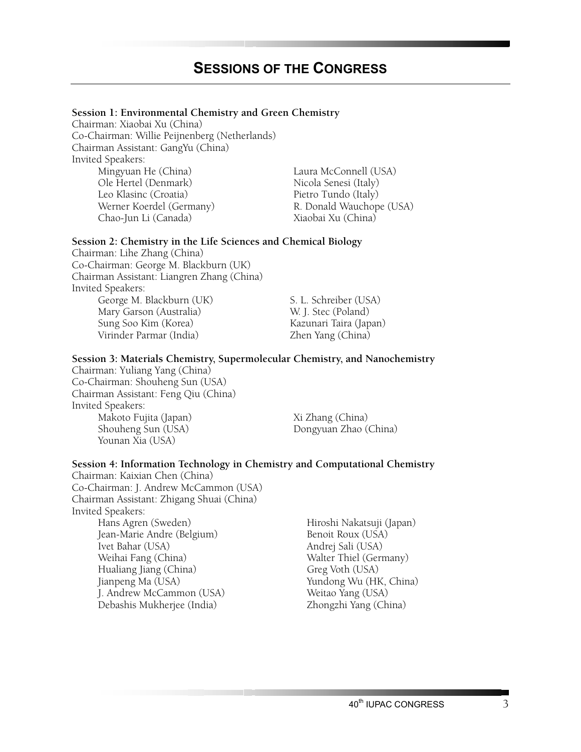# Sessions of the Congress

**Session 1: Environmental Chemistry and Green Chemistry**

Chairman: Xiaobai Xu (China)
Co-Chairman: Willie Peijnenberg (Netherlands)
Chairman Assistant: GangYu (China)
Invited Speakers:

- Mingyuan He (China)
- Ole Hertel (Denmark)
- Leo Klasinc (Croatia)
- Werner Koerdel (Germany)
- Chao-Jun Li (Canada)
- Laura McConnell (USA)
- Nicola Senesi (Italy)
- Pietro Tundo (Italy)
- R. Donald Wauchope (USA)
- Xiaobai Xu (China)

**Session 2: Chemistry in the Life Sciences and Chemical Biology**

Chairman: Lihe Zhang (China)
Co-Chairman: George M. Blackburn (UK)
Chairman Assistant: Liangren Zhang (China)
Invited Speakers:

- George M. Blackburn (UK)
- Mary Garson (Australia)
- Sung Soo Kim (Korea)
- Virinder Parmar (India)
- S. L. Schreiber (USA)
- W. J. Stec (Poland)
- Kazunari Taira (Japan)
- Zhen Yang (China)

**Session 3: Materials Chemistry, Supermolecular Chemistry, and Nanochemistry**

Chairman: Yuliang Yang (China)
Co-Chairman: Shouheng Sun (USA)
Chairman Assistant: Feng Qiu (China)
Invited Speakers:

- Makoto Fujita (Japan)
- Shouheng Sun (USA)
- Younan Xia (USA)
- Xi Zhang (China)
- Dongyuan Zhao (China)

**Session 4: Information Technology in Chemistry and Computational Chemistry**

Chairman: Kaixian Chen (China)
Co-Chairman: J. Andrew McCammon (USA)
Chairman Assistant: Zhigang Shuai (China)
Invited Speakers:

- Hans Agren (Sweden)
- Jean-Marie Andre (Belgium)
- Ivet Bahar (USA)
- Weihai Fang (China)
- Hualiang Jiang (China)
- Jianpeng Ma (USA)
- J. Andrew McCammon (USA)
- Debashis Mukherjee (India)
- Hiroshi Nakatsuji (Japan)
- Benoit Roux (USA)
- Andrej Sali (USA)
- Walter Thiel (Germany)
- Greg Voth (USA)
- Yundong Wu (HK, China)
- Weitao Yang (USA)
- Zhongzhi Yang (China)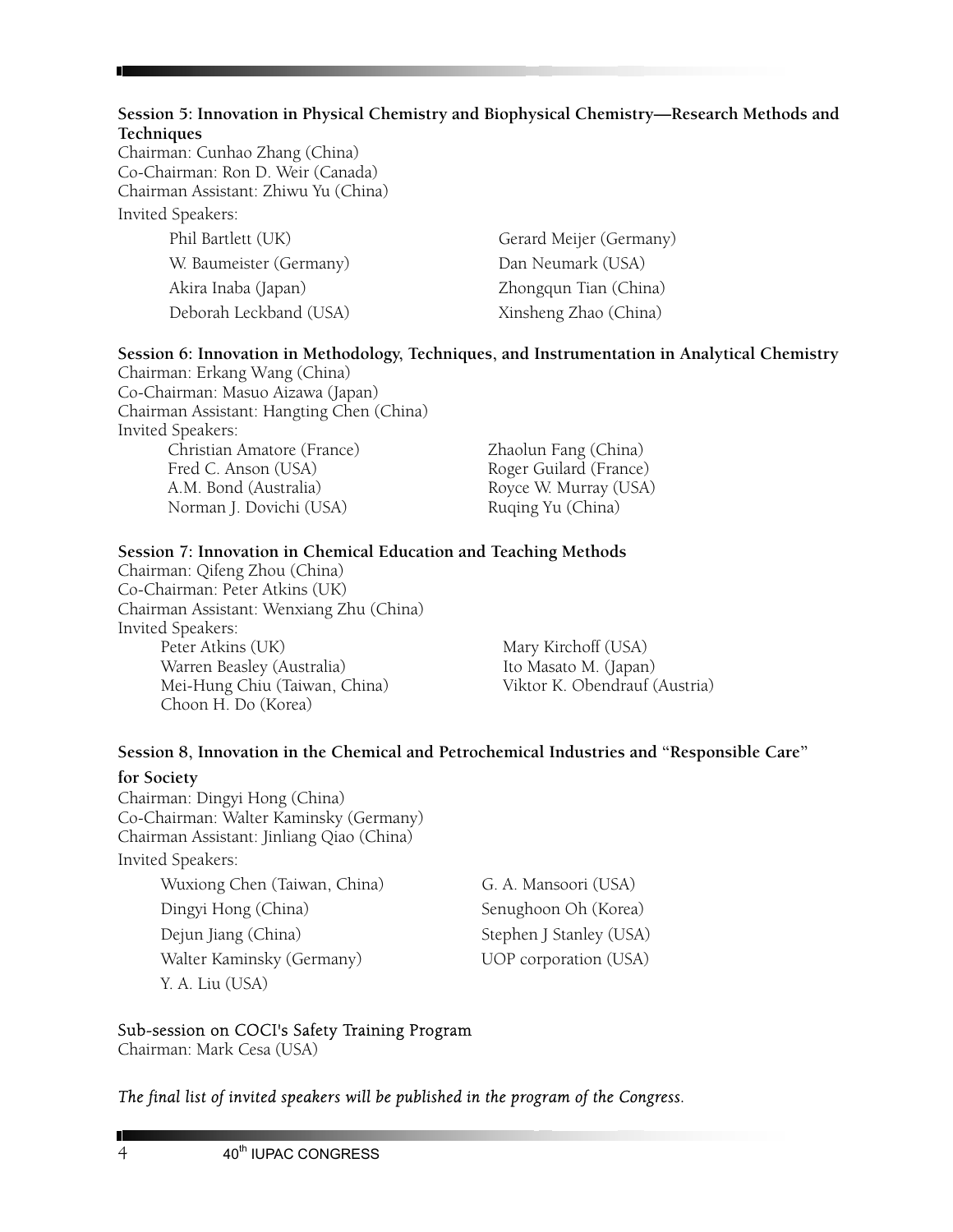**Session 5: Innovation in Physical Chemistry and Biophysical Chemistry—Research Methods and Techniques**

Chairman: Cunhao Zhang (China)
Co-Chairman: Ron D. Weir (Canada)
Chairman Assistant: Zhiwu Yu (China)
Invited Speakers:

- Phil Bartlett (UK)
- W. Baumeister (Germany)
- Akira Inaba (Japan)
- Deborah Leckband (USA)
- Gerard Meijer (Germany)
- Dan Neumark (USA)
- Zhongqun Tian (China)
- Xinsheng Zhao (China)

**Session 6: Innovation in Methodology, Techniques, and Instrumentation in Analytical Chemistry**

Chairman: Erkang Wang (China)
Co-Chairman: Masuo Aizawa (Japan)
Chairman Assistant: Hangting Chen (China)
Invited Speakers:

- Christian Amatore (France)
- Fred C. Anson (USA)
- A.M. Bond (Australia)
- Norman J. Dovichi (USA)
- Zhaolun Fang (China)
- Roger Guilard (France)
- Royce W. Murray (USA)
- Ruqing Yu (China)

**Session 7: Innovation in Chemical Education and Teaching Methods**

Chairman: Qifeng Zhou (China)
Co-Chairman: Peter Atkins (UK)
Chairman Assistant: Wenxiang Zhu (China)
Invited Speakers:

- Peter Atkins (UK)
- Warren Beasley (Australia)
- Mei-Hung Chiu (Taiwan, China)
- Choon H. Do (Korea)
- Mary Kirchoff (USA)
- Ito Masato M. (Japan)
- Viktor K. Obendrauf (Austria)

**Session 8, Innovation in the Chemical and Petrochemical Industries and "Responsible Care" for Society**

Chairman: Dingyi Hong (China)
Co-Chairman: Walter Kaminsky (Germany)
Chairman Assistant: Jinliang Qiao (China)
Invited Speakers:

- Wuxiong Chen (Taiwan, China)
- Dingyi Hong (China)
- Dejun Jiang (China)
- Walter Kaminsky (Germany)
- Y. A. Liu (USA)
- G. A. Mansoori (USA)
- Senughoon Oh (Korea)
- Stephen J Stanley (USA)
- UOP corporation (USA)

Sub-session on COCI's Safety Training Program
Chairman: Mark Cesa (USA)

*The final list of invited speakers will be published in the program of the Congress.*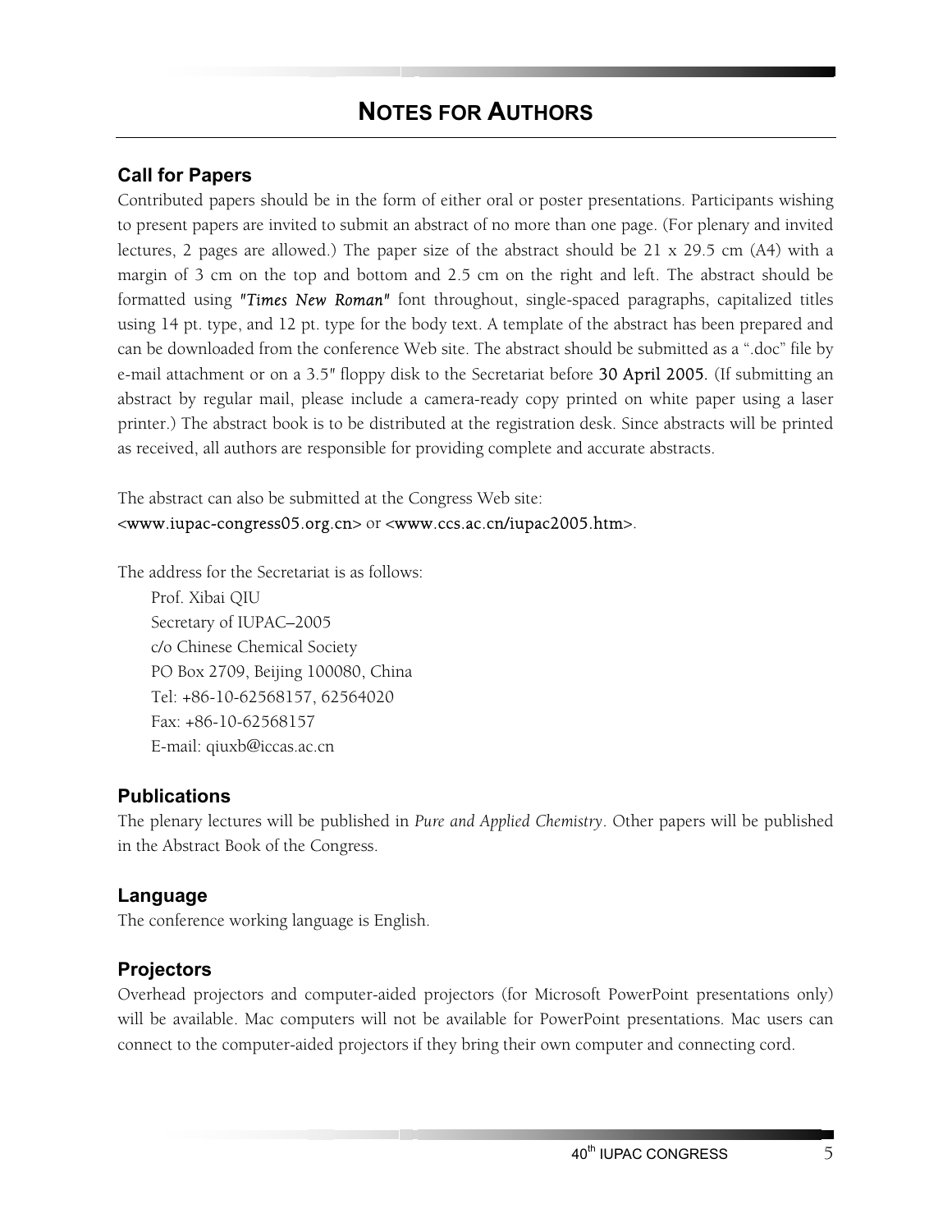# NOTES FOR AUTHORS

## Call for Papers

Contributed papers should be in the form of either oral or poster presentations. Participants wishing to present papers are invited to submit an abstract of no more than one page. (For plenary and invited lectures, 2 pages are allowed.) The paper size of the abstract should be 21 x 29.5 cm (A4) with a margin of 3 cm on the top and bottom and 2.5 cm on the right and left. The abstract should be formatted using *"Times New Roman"* font throughout, single-spaced paragraphs, capitalized titles using 14 pt. type, and 12 pt. type for the body text. A template of the abstract has been prepared and can be downloaded from the conference Web site. The abstract should be submitted as a ".doc" file by e-mail attachment or on a 3.5" floppy disk to the Secretariat before 30 April 2005. (If submitting an abstract by regular mail, please include a camera-ready copy printed on white paper using a laser printer.) The abstract book is to be distributed at the registration desk. Since abstracts will be printed as received, all authors are responsible for providing complete and accurate abstracts.

The abstract can also be submitted at the Congress Web site:
<www.iupac-congress05.org.cn> or <www.ccs.ac.cn/iupac2005.htm>.

The address for the Secretariat is as follows:

Prof. Xibai QIU
Secretary of IUPAC–2005
c/o Chinese Chemical Society
PO Box 2709, Beijing 100080, China
Tel: +86-10-62568157, 62564020
Fax: +86-10-62568157
E-mail: qiuxb@iccas.ac.cn

## Publications

The plenary lectures will be published in *Pure and Applied Chemistry*. Other papers will be published in the Abstract Book of the Congress.

## Language

The conference working language is English.

## Projectors

Overhead projectors and computer-aided projectors (for Microsoft PowerPoint presentations only) will be available. Mac computers will not be available for PowerPoint presentations. Mac users can connect to the computer-aided projectors if they bring their own computer and connecting cord.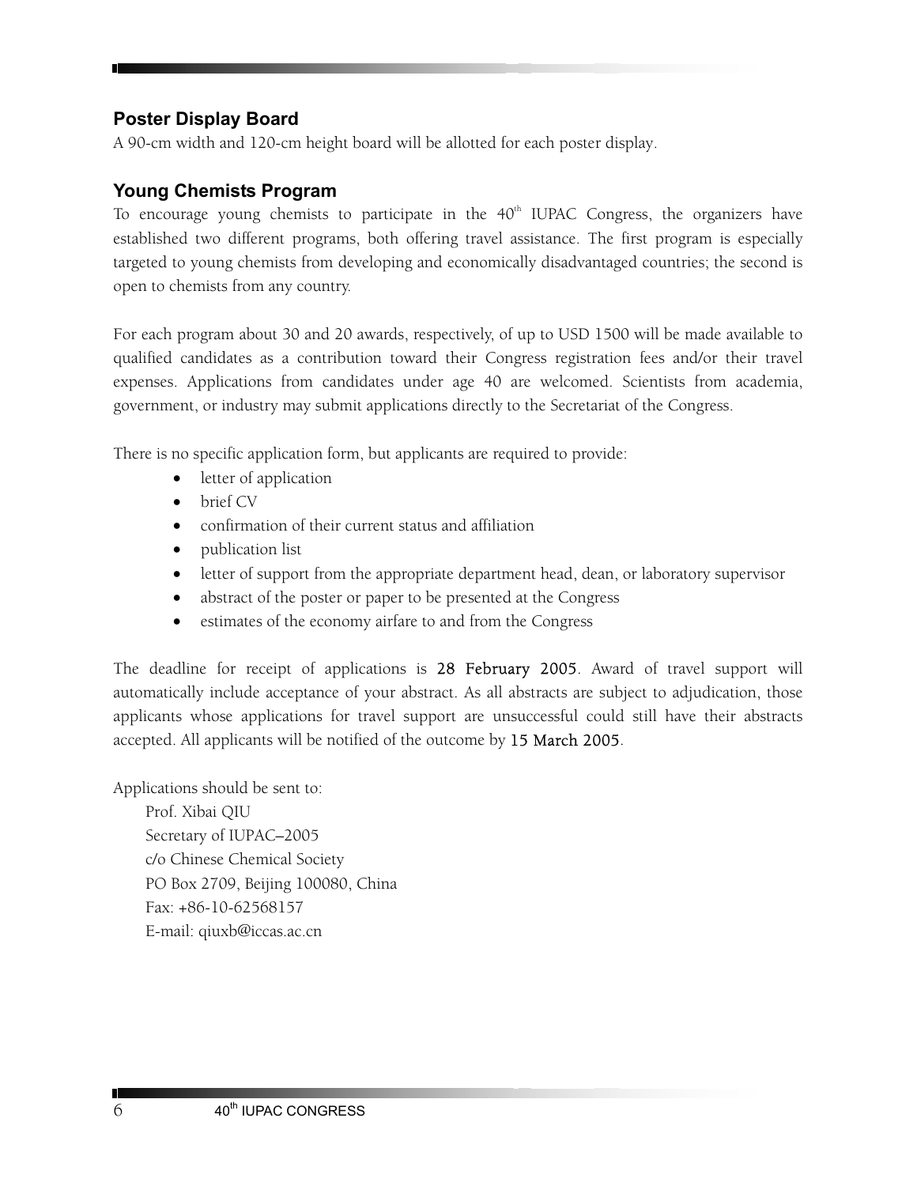## Poster Display Board

A 90-cm width and 120-cm height board will be allotted for each poster display.

## Young Chemists Program

To encourage young chemists to participate in the 40th IUPAC Congress, the organizers have established two different programs, both offering travel assistance. The first program is especially targeted to young chemists from developing and economically disadvantaged countries; the second is open to chemists from any country.

For each program about 30 and 20 awards, respectively, of up to USD 1500 will be made available to qualified candidates as a contribution toward their Congress registration fees and/or their travel expenses. Applications from candidates under age 40 are welcomed. Scientists from academia, government, or industry may submit applications directly to the Secretariat of the Congress.

There is no specific application form, but applicants are required to provide:

- letter of application
- brief CV
- confirmation of their current status and affiliation
- publication list
- letter of support from the appropriate department head, dean, or laboratory supervisor
- abstract of the poster or paper to be presented at the Congress
- estimates of the economy airfare to and from the Congress

The deadline for receipt of applications is 28 February 2005. Award of travel support will automatically include acceptance of your abstract. As all abstracts are subject to adjudication, those applicants whose applications for travel support are unsuccessful could still have their abstracts accepted. All applicants will be notified of the outcome by 15 March 2005.

Applications should be sent to:

Prof. Xibai QIU
Secretary of IUPAC–2005
c/o Chinese Chemical Society
PO Box 2709, Beijing 100080, China
Fax: +86-10-62568157
E-mail: qiuxb@iccas.ac.cn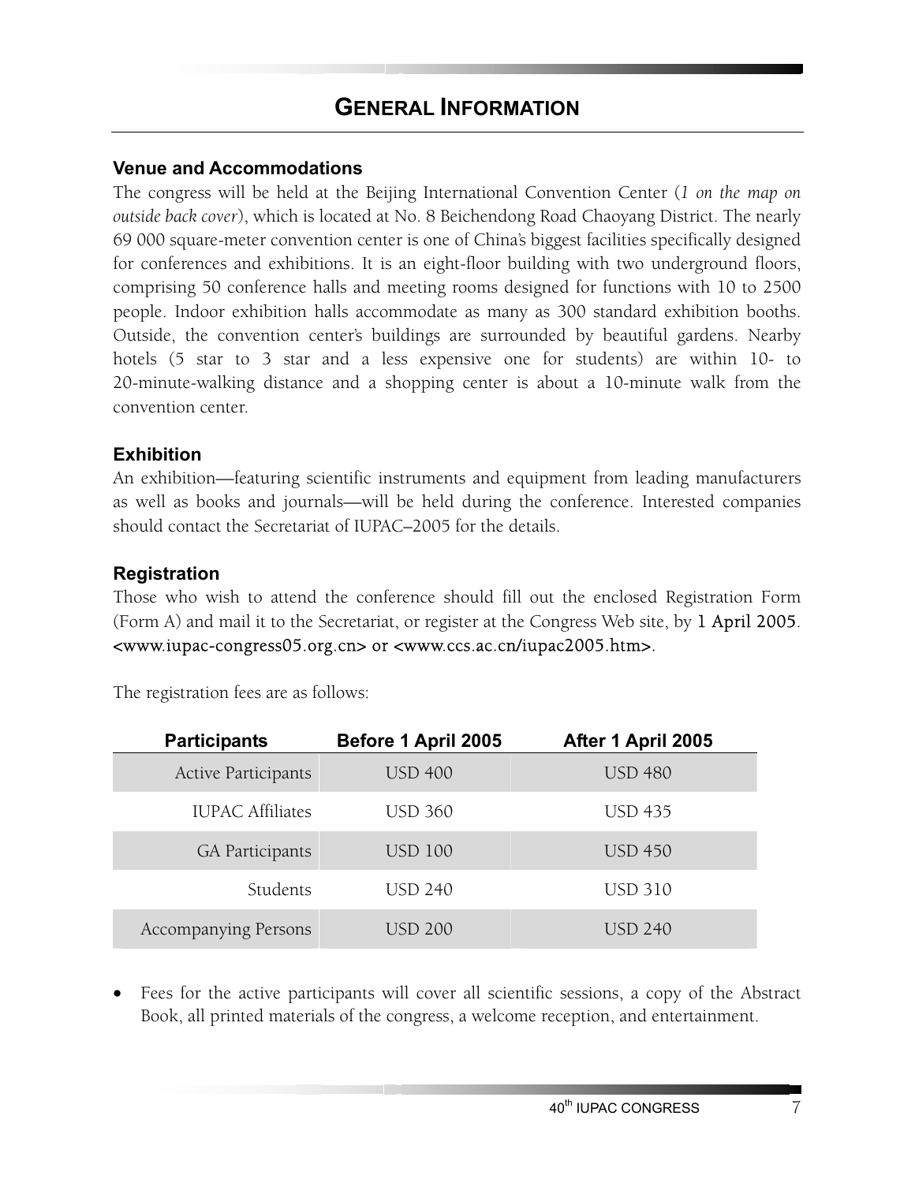## GENERAL INFORMATION

### Venue and Accommodations

The congress will be held at the Beijing International Convention Center (*1 on the map on outside back cover*), which is located at No. 8 Beichendong Road Chaoyang District. The nearly 69 000 square-meter convention center is one of China's biggest facilities specifically designed for conferences and exhibitions. It is an eight-floor building with two underground floors, comprising 50 conference halls and meeting rooms designed for functions with 10 to 2500 people. Indoor exhibition halls accommodate as many as 300 standard exhibition booths. Outside, the convention center's buildings are surrounded by beautiful gardens. Nearby hotels (5 star to 3 star and a less expensive one for students) are within 10- to 20-minute-walking distance and a shopping center is about a 10-minute walk from the convention center.

### Exhibition

An exhibition—featuring scientific instruments and equipment from leading manufacturers as well as books and journals—will be held during the conference. Interested companies should contact the Secretariat of IUPAC–2005 for the details.

### Registration

Those who wish to attend the conference should fill out the enclosed Registration Form (Form A) and mail it to the Secretariat, or register at the Congress Web site, by 1 April 2005. <www.iupac-congress05.org.cn> or <www.ccs.ac.cn/iupac2005.htm>.

The registration fees are as follows:

| Participants | Before 1 April 2005 | After 1 April 2005 |
|---|---|---|
| Active Participants | USD 400 | USD 480 |
| IUPAC Affiliates | USD 360 | USD 435 |
| GA Participants | USD 100 | USD 450 |
| Students | USD 240 | USD 310 |
| Accompanying Persons | USD 200 | USD 240 |

- Fees for the active participants will cover all scientific sessions, a copy of the Abstract Book, all printed materials of the congress, a welcome reception, and entertainment.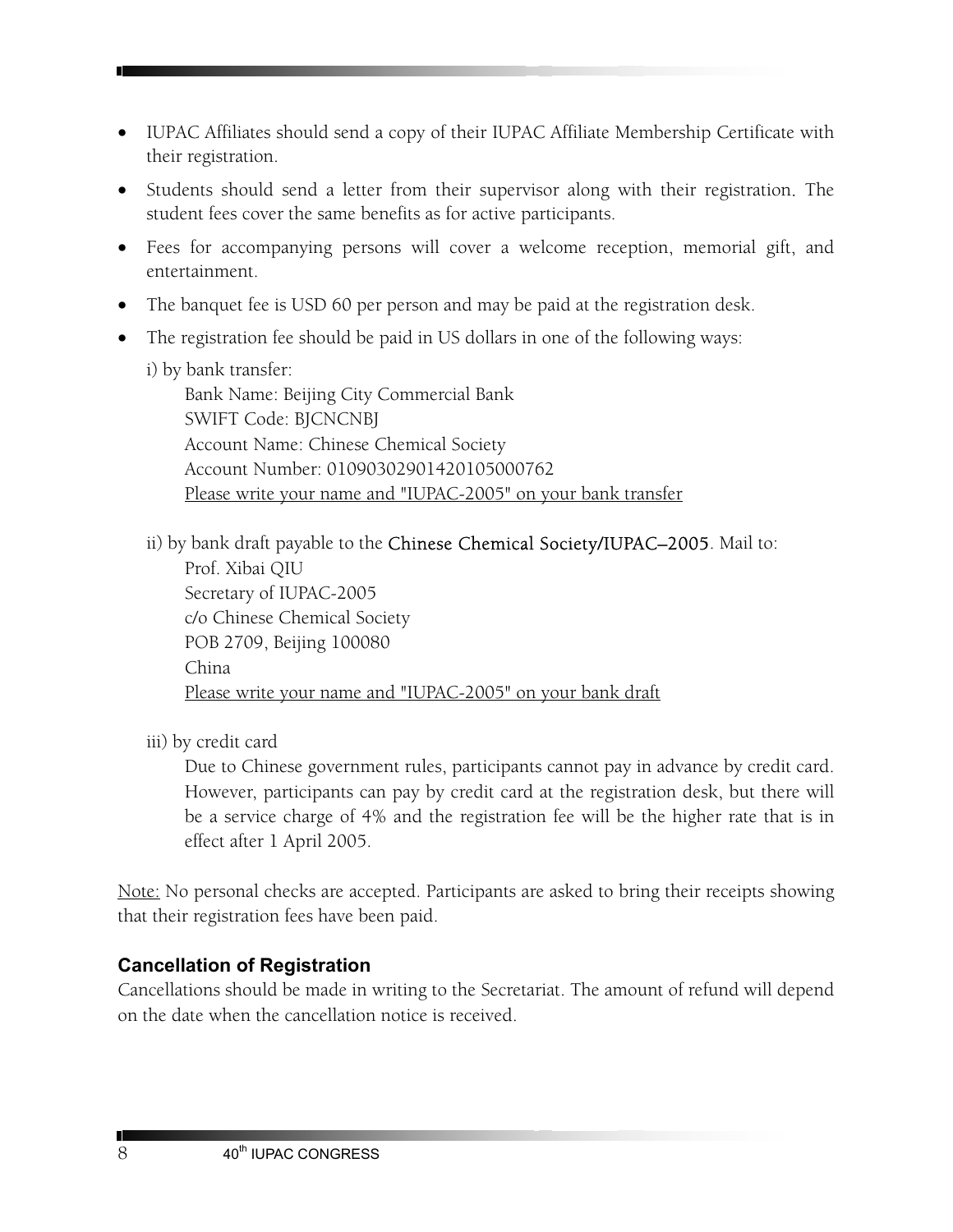- IUPAC Affiliates should send a copy of their IUPAC Affiliate Membership Certificate with their registration.
- Students should send a letter from their supervisor along with their registration. The student fees cover the same benefits as for active participants.
- Fees for accompanying persons will cover a welcome reception, memorial gift, and entertainment.
- The banquet fee is USD 60 per person and may be paid at the registration desk.
- The registration fee should be paid in US dollars in one of the following ways:

  i) by bank transfer:

  Bank Name: Beijing City Commercial Bank
  SWIFT Code: BJCNCNBJ
  Account Name: Chinese Chemical Society
  Account Number: 01090302901420105000762
  Please write your name and "IUPAC-2005" on your bank transfer

  ii) by bank draft payable to the Chinese Chemical Society/IUPAC–2005. Mail to:

  Prof. Xibai QIU
  Secretary of IUPAC-2005
  c/o Chinese Chemical Society
  POB 2709, Beijing 100080
  China
  Please write your name and "IUPAC-2005" on your bank draft

  iii) by credit card

  Due to Chinese government rules, participants cannot pay in advance by credit card. However, participants can pay by credit card at the registration desk, but there will be a service charge of 4% and the registration fee will be the higher rate that is in effect after 1 April 2005.

Note: No personal checks are accepted. Participants are asked to bring their receipts showing that their registration fees have been paid.

### Cancellation of Registration

Cancellations should be made in writing to the Secretariat. The amount of refund will depend on the date when the cancellation notice is received.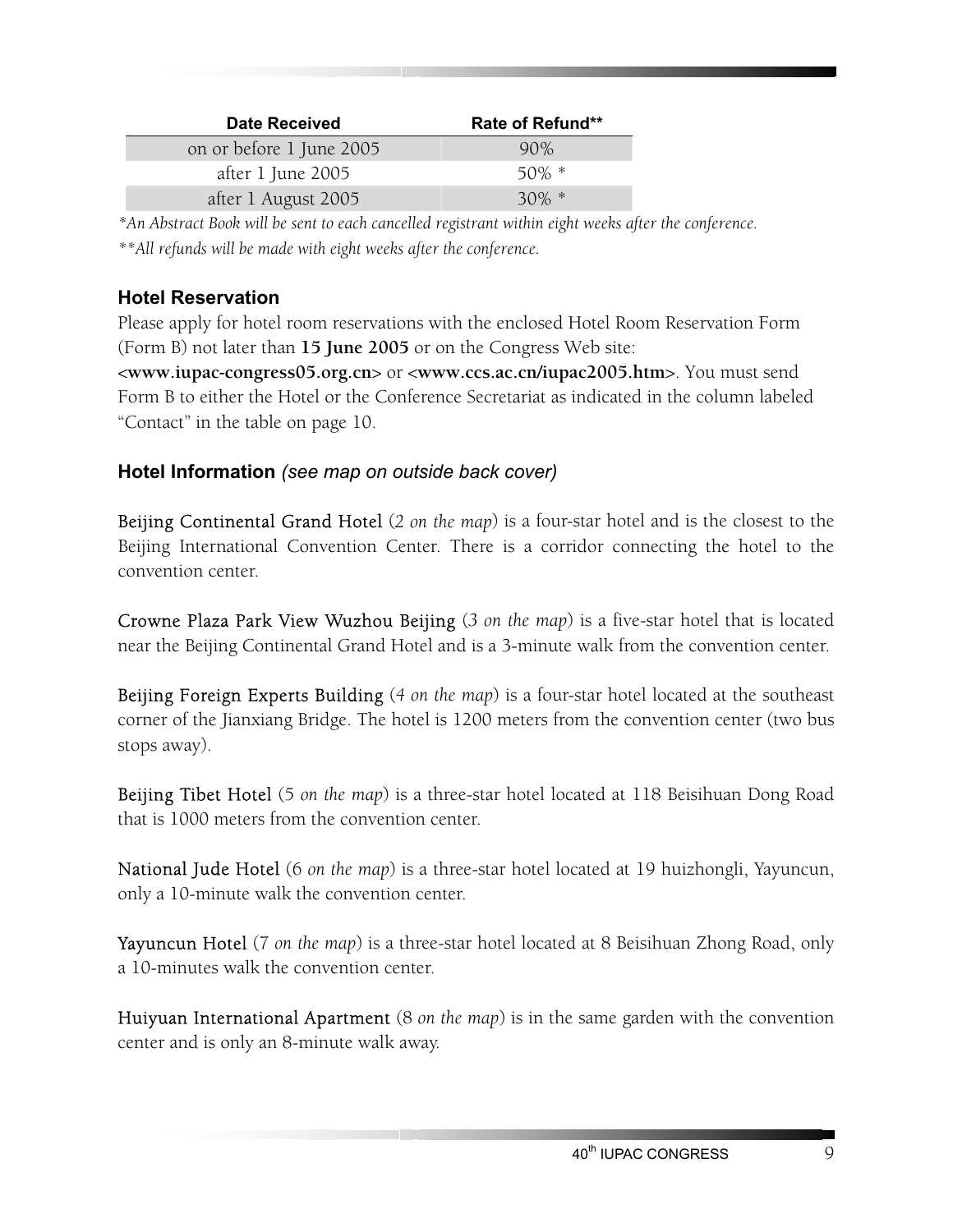| Date Received | Rate of Refund** |
| --- | --- |
| on or before 1 June 2005 | 90% |
| after 1 June 2005 | 50% * |
| after 1 August 2005 | 30% * |

**An Abstract Book will be sent to each cancelled registrant within eight weeks after the conference.*

***All refunds will be made with eight weeks after the conference.*

### Hotel Reservation

Please apply for hotel room reservations with the enclosed Hotel Room Reservation Form (Form B) not later than **15 June 2005** or on the Congress Web site: **<www.iupac-congress05.org.cn>** or **<www.ccs.ac.cn/iupac2005.htm>**. You must send Form B to either the Hotel or the Conference Secretariat as indicated in the column labeled "Contact" in the table on page 10.

### Hotel Information *(see map on outside back cover)*

Beijing Continental Grand Hotel (*2 on the map*) is a four-star hotel and is the closest to the Beijing International Convention Center. There is a corridor connecting the hotel to the convention center.

Crowne Plaza Park View Wuzhou Beijing (*3 on the map*) is a five-star hotel that is located near the Beijing Continental Grand Hotel and is a 3-minute walk from the convention center.

Beijing Foreign Experts Building (*4 on the map*) is a four-star hotel located at the southeast corner of the Jianxiang Bridge. The hotel is 1200 meters from the convention center (two bus stops away).

Beijing Tibet Hotel (5 *on the map*) is a three-star hotel located at 118 Beisihuan Dong Road that is 1000 meters from the convention center.

National Jude Hotel (6 *on the map*) is a three-star hotel located at 19 huizhongli, Yayuncun, only a 10-minute walk the convention center.

Yayuncun Hotel (7 *on the map*) is a three-star hotel located at 8 Beisihuan Zhong Road, only a 10-minutes walk the convention center.

Huiyuan International Apartment (8 *on the map*) is in the same garden with the convention center and is only an 8-minute walk away.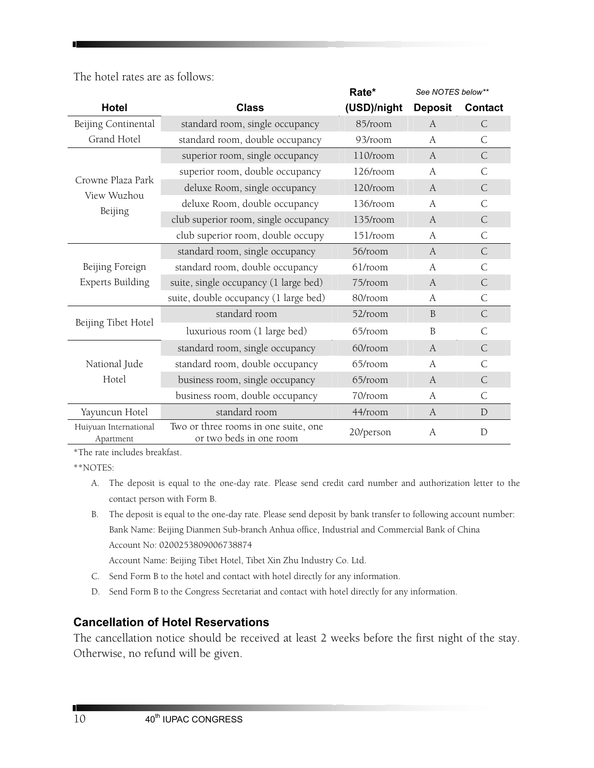The hotel rates are as follows:

| Hotel | Class | Rate* (USD)/night | Deposit (See NOTES below**) | Contact |
|---|---|---|---|---|
| Beijing Continental Grand Hotel | standard room, single occupancy | 85/room | A | C |
| | standard room, double occupancy | 93/room | A | C |
| Crowne Plaza Park View Wuzhou Beijing | superior room, single occupancy | 110/room | A | C |
| | superior room, double occupancy | 126/room | A | C |
| | deluxe Room, single occupancy | 120/room | A | C |
| | deluxe Room, double occupancy | 136/room | A | C |
| | club superior room, single occupancy | 135/room | A | C |
| | club superior room, double occupy | 151/room | A | C |
| Beijing Foreign Experts Building | standard room, single occupancy | 56/room | A | C |
| | standard room, double occupancy | 61/room | A | C |
| | suite, single occupancy (1 large bed) | 75/room | A | C |
| | suite, double occupancy (1 large bed) | 80/room | A | C |
| Beijing Tibet Hotel | standard room | 52/room | B | C |
| | luxurious room (1 large bed) | 65/room | B | C |
| National Jude Hotel | standard room, single occupancy | 60/room | A | C |
| | standard room, double occupancy | 65/room | A | C |
| | business room, single occupancy | 65/room | A | C |
| | business room, double occupancy | 70/room | A | C |
| Yayuncun Hotel | standard room | 44/room | A | D |
| Huiyuan International Apartment | Two or three rooms in one suite, one or two beds in one room | 20/person | A | D |

*The rate includes breakfast.

**NOTES:

A. The deposit is equal to the one-day rate. Please send credit card number and authorization letter to the contact person with Form B.

B. The deposit is equal to the one-day rate. Please send deposit by bank transfer to following account number:
Bank Name: Beijing Dianmen Sub-branch Anhua office, Industrial and Commercial Bank of China
Account No: 0200253809006738874
Account Name: Beijing Tibet Hotel, Tibet Xin Zhu Industry Co. Ltd.

C. Send Form B to the hotel and contact with hotel directly for any information.

D. Send Form B to the Congress Secretariat and contact with hotel directly for any information.

## Cancellation of Hotel Reservations

The cancellation notice should be received at least 2 weeks before the first night of the stay. Otherwise, no refund will be given.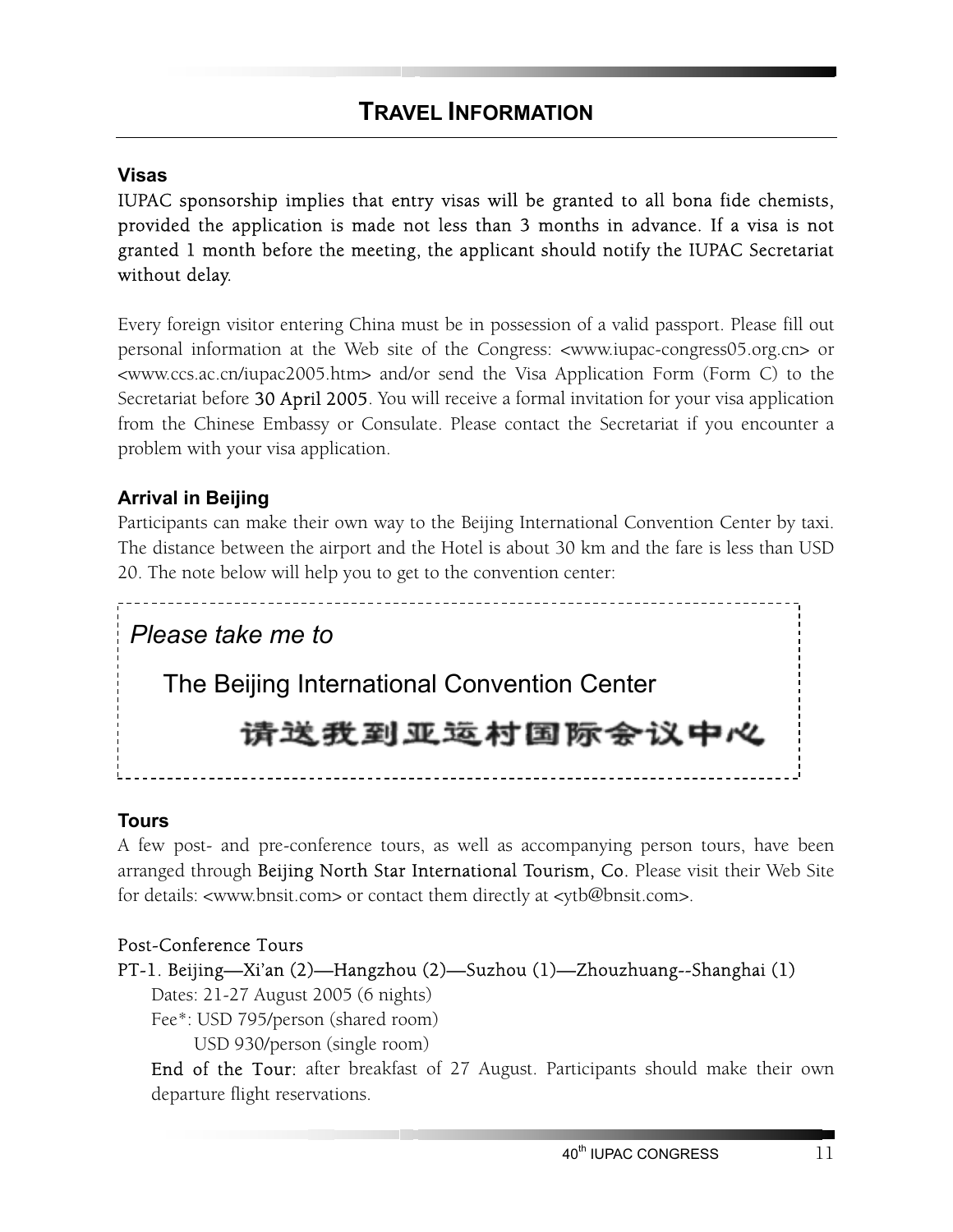# TRAVEL INFORMATION

### Visas

IUPAC sponsorship implies that entry visas will be granted to all bona fide chemists, provided the application is made not less than 3 months in advance. If a visa is not granted 1 month before the meeting, the applicant should notify the IUPAC Secretariat without delay.

Every foreign visitor entering China must be in possession of a valid passport. Please fill out personal information at the Web site of the Congress: <www.iupac-congress05.org.cn> or <www.ccs.ac.cn/iupac2005.htm> and/or send the Visa Application Form (Form C) to the Secretariat before 30 April 2005. You will receive a formal invitation for your visa application from the Chinese Embassy or Consulate. Please contact the Secretariat if you encounter a problem with your visa application.

### Arrival in Beijing

Participants can make their own way to the Beijing International Convention Center by taxi. The distance between the airport and the Hotel is about 30 km and the fare is less than USD 20. The note below will help you to get to the convention center:

> *Please take me to*
>
> The Beijing International Convention Center
>
> **请送我到亚运村国际会议中心**

### Tours

A few post- and pre-conference tours, as well as accompanying person tours, have been arranged through Beijing North Star International Tourism, Co. Please visit their Web Site for details: <www.bnsit.com> or contact them directly at <ytb@bnsit.com>.

Post-Conference Tours

PT-1. Beijing—Xi'an (2)—Hangzhou (2)—Suzhou (1)—Zhouzhuang--Shanghai (1)

Dates: 21-27 August 2005 (6 nights)

Fee*: USD 795/person (shared room)
USD 930/person (single room)

End of the Tour: after breakfast of 27 August. Participants should make their own departure flight reservations.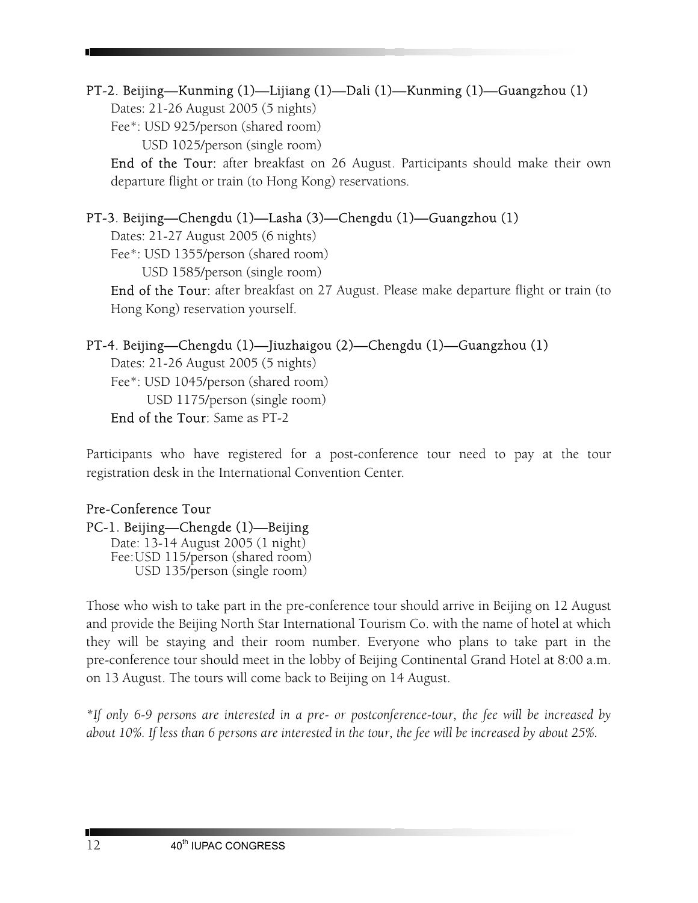**PT-2. Beijing—Kunming (1)—Lijiang (1)—Dali (1)—Kunming (1)—Guangzhou (1)**

Dates: 21-26 August 2005 (5 nights)

Fee*: USD 925/person (shared room)

USD 1025/person (single room)

**End of the Tour:** after breakfast on 26 August. Participants should make their own departure flight or train (to Hong Kong) reservations.

**PT-3. Beijing—Chengdu (1)—Lasha (3)—Chengdu (1)—Guangzhou (1)**

Dates: 21-27 August 2005 (6 nights)

Fee*: USD 1355/person (shared room)

USD 1585/person (single room)

**End of the Tour:** after breakfast on 27 August. Please make departure flight or train (to Hong Kong) reservation yourself.

**PT-4. Beijing—Chengdu (1)—Jiuzhaigou (2)—Chengdu (1)—Guangzhou (1)**

Dates: 21-26 August 2005 (5 nights)

Fee*: USD 1045/person (shared room)

USD 1175/person (single room)

**End of the Tour:** Same as PT-2

Participants who have registered for a post-conference tour need to pay at the tour registration desk in the International Convention Center.

**Pre-Conference Tour**

**PC-1. Beijing—Chengde (1)—Beijing**

Date: 13-14 August 2005 (1 night)

Fee: USD 115/person (shared room)

USD 135/person (single room)

Those who wish to take part in the pre-conference tour should arrive in Beijing on 12 August and provide the Beijing North Star International Tourism Co. with the name of hotel at which they will be staying and their room number. Everyone who plans to take part in the pre-conference tour should meet in the lobby of Beijing Continental Grand Hotel at 8:00 a.m. on 13 August. The tours will come back to Beijing on 14 August.

*\*If only 6-9 persons are interested in a pre- or postconference-tour, the fee will be increased by about 10%. If less than 6 persons are interested in the tour, the fee will be increased by about 25%.*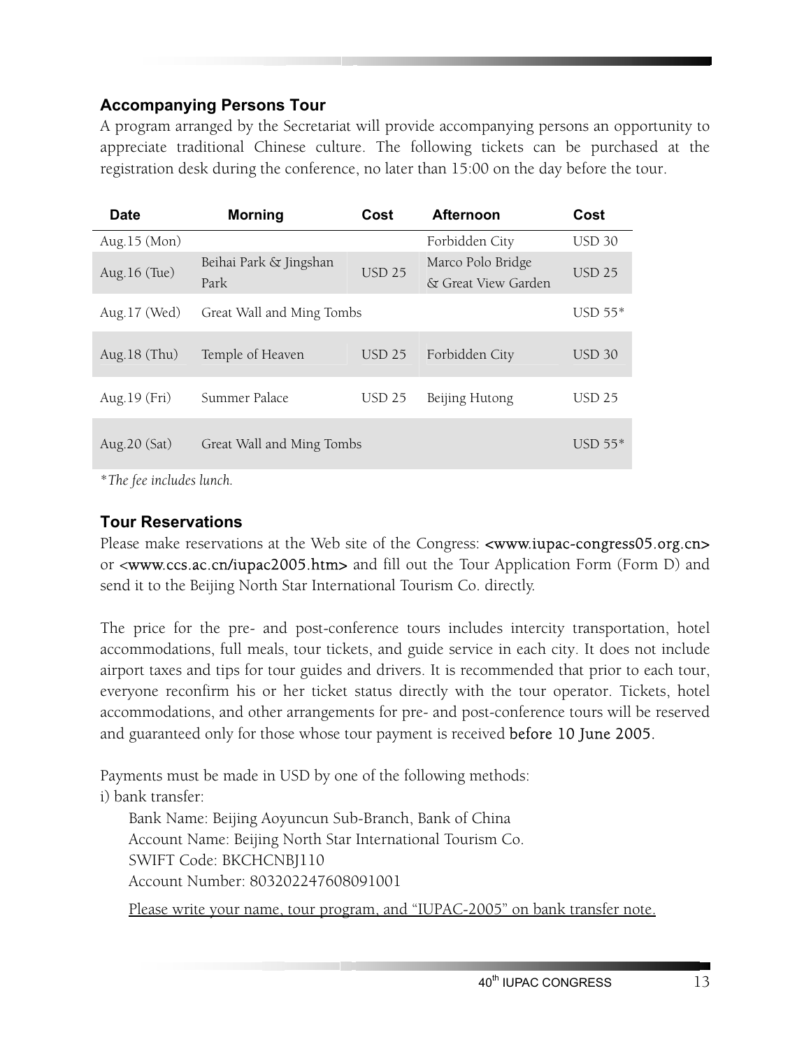## Accompanying Persons Tour

A program arranged by the Secretariat will provide accompanying persons an opportunity to appreciate traditional Chinese culture. The following tickets can be purchased at the registration desk during the conference, no later than 15:00 on the day before the tour.

| Date | Morning | Cost | Afternoon | Cost |
|---|---|---|---|---|
| Aug.15 (Mon) | | | Forbidden City | USD 30 |
| Aug.16 (Tue) | Beihai Park & Jingshan Park | USD 25 | Marco Polo Bridge & Great View Garden | USD 25 |
| Aug.17 (Wed) | Great Wall and Ming Tombs | | | USD 55* |
| Aug.18 (Thu) | Temple of Heaven | USD 25 | Forbidden City | USD 30 |
| Aug.19 (Fri) | Summer Palace | USD 25 | Beijing Hutong | USD 25 |
| Aug.20 (Sat) | Great Wall and Ming Tombs | | | USD 55* |

*\*The fee includes lunch.*

## Tour Reservations

Please make reservations at the Web site of the Congress: <www.iupac-congress05.org.cn> or <www.ccs.ac.cn/iupac2005.htm> and fill out the Tour Application Form (Form D) and send it to the Beijing North Star International Tourism Co. directly.

The price for the pre- and post-conference tours includes intercity transportation, hotel accommodations, full meals, tour tickets, and guide service in each city. It does not include airport taxes and tips for tour guides and drivers. It is recommended that prior to each tour, everyone reconfirm his or her ticket status directly with the tour operator. Tickets, hotel accommodations, and other arrangements for pre- and post-conference tours will be reserved and guaranteed only for those whose tour payment is received before 10 June 2005.

Payments must be made in USD by one of the following methods:

i) bank transfer:

Bank Name: Beijing Aoyuncun Sub-Branch, Bank of China
Account Name: Beijing North Star International Tourism Co.
SWIFT Code: BKCHCNBJ110
Account Number: 803202247608091001

Please write your name, tour program, and "IUPAC-2005" on bank transfer note.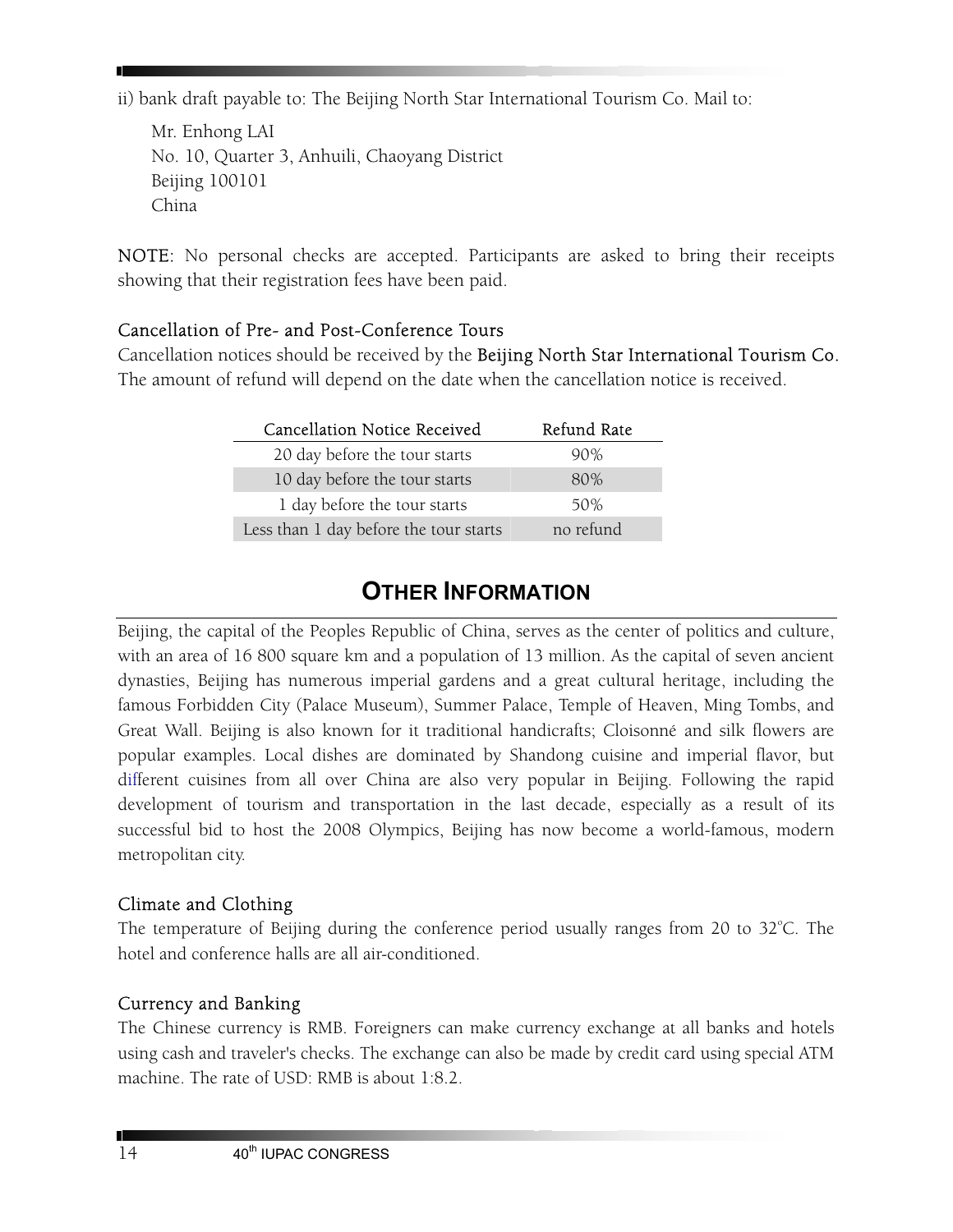ii) bank draft payable to: The Beijing North Star International Tourism Co. Mail to:

Mr. Enhong LAI
No. 10, Quarter 3, Anhuili, Chaoyang District
Beijing 100101
China

**NOTE:** No personal checks are accepted. Participants are asked to bring their receipts showing that their registration fees have been paid.

### Cancellation of Pre- and Post-Conference Tours

Cancellation notices should be received by the **Beijing North Star International Tourism Co.** The amount of refund will depend on the date when the cancellation notice is received.

| Cancellation Notice Received | Refund Rate |
|---|---|
| 20 day before the tour starts | 90% |
| 10 day before the tour starts | 80% |
| 1 day before the tour starts | 50% |
| Less than 1 day before the tour starts | no refund |

## OTHER INFORMATION

Beijing, the capital of the Peoples Republic of China, serves as the center of politics and culture, with an area of 16 800 square km and a population of 13 million. As the capital of seven ancient dynasties, Beijing has numerous imperial gardens and a great cultural heritage, including the famous Forbidden City (Palace Museum), Summer Palace, Temple of Heaven, Ming Tombs, and Great Wall. Beijing is also known for it traditional handicrafts; Cloisonné and silk flowers are popular examples. Local dishes are dominated by Shandong cuisine and imperial flavor, but different cuisines from all over China are also very popular in Beijing. Following the rapid development of tourism and transportation in the last decade, especially as a result of its successful bid to host the 2008 Olympics, Beijing has now become a world-famous, modern metropolitan city.

### Climate and Clothing

The temperature of Beijing during the conference period usually ranges from 20 to 32°C. The hotel and conference halls are all air-conditioned.

### Currency and Banking

The Chinese currency is RMB. Foreigners can make currency exchange at all banks and hotels using cash and traveler's checks. The exchange can also be made by credit card using special ATM machine. The rate of USD: RMB is about 1:8.2.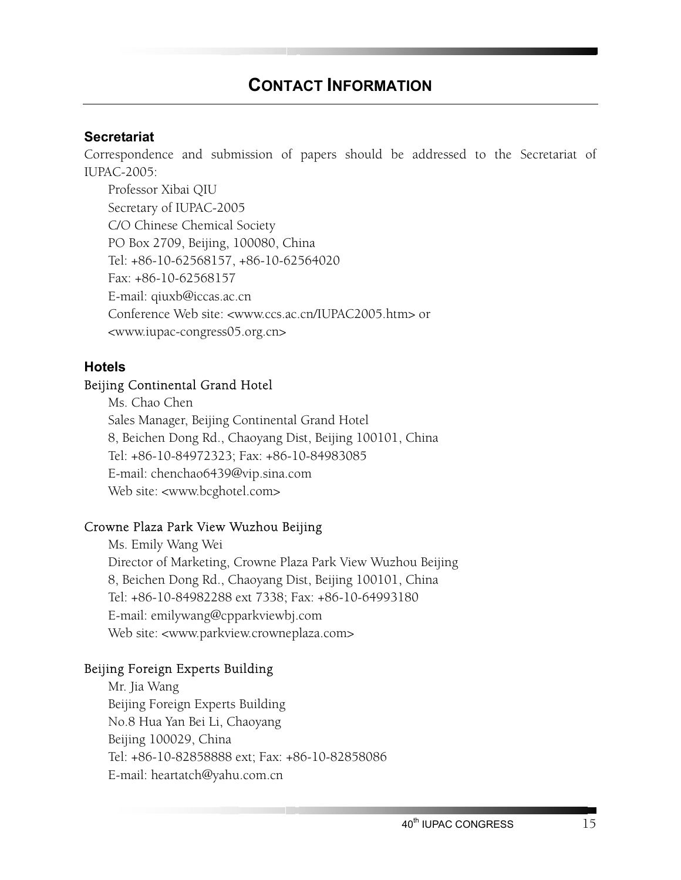## CONTACT INFORMATION

### Secretariat

Correspondence and submission of papers should be addressed to the Secretariat of IUPAC-2005:

Professor Xibai QIU
Secretary of IUPAC-2005
C/O Chinese Chemical Society
PO Box 2709, Beijing, 100080, China
Tel: +86-10-62568157, +86-10-62564020
Fax: +86-10-62568157
E-mail: qiuxb@iccas.ac.cn
Conference Web site: <www.ccs.ac.cn/IUPAC2005.htm> or <www.iupac-congress05.org.cn>

### Hotels

#### Beijing Continental Grand Hotel

Ms. Chao Chen
Sales Manager, Beijing Continental Grand Hotel
8, Beichen Dong Rd., Chaoyang Dist, Beijing 100101, China
Tel: +86-10-84972323; Fax: +86-10-84983085
E-mail: chenchao6439@vip.sina.com
Web site: <www.bcghotel.com>

#### Crowne Plaza Park View Wuzhou Beijing

Ms. Emily Wang Wei
Director of Marketing, Crowne Plaza Park View Wuzhou Beijing
8, Beichen Dong Rd., Chaoyang Dist, Beijing 100101, China
Tel: +86-10-84982288 ext 7338; Fax: +86-10-64993180
E-mail: emilywang@cpparkviewbj.com
Web site: <www.parkview.crowneplaza.com>

#### Beijing Foreign Experts Building

Mr. Jia Wang
Beijing Foreign Experts Building
No.8 Hua Yan Bei Li, Chaoyang
Beijing 100029, China
Tel: +86-10-82858888 ext; Fax: +86-10-82858086
E-mail: heartatch@yahu.com.cn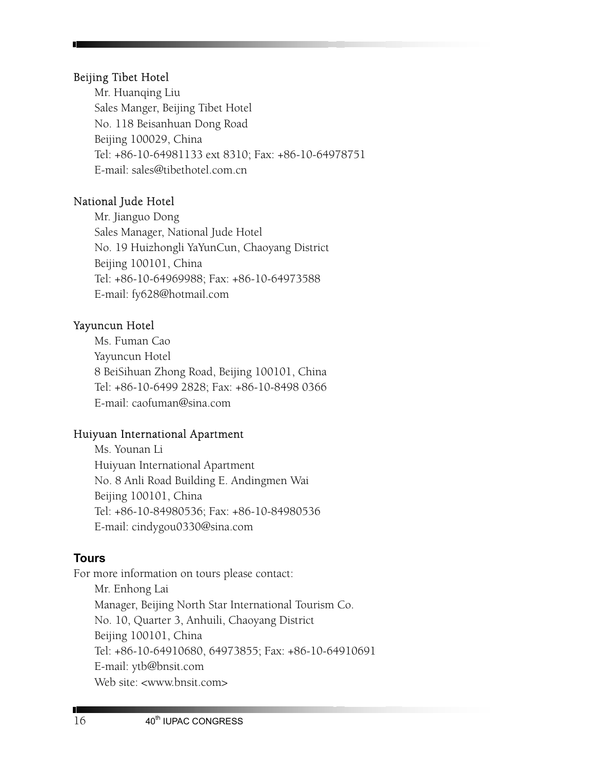### Beijing Tibet Hotel

Mr. Huanqing Liu
Sales Manger, Beijing Tibet Hotel
No. 118 Beisanhuan Dong Road
Beijing 100029, China
Tel: +86-10-64981133 ext 8310; Fax: +86-10-64978751
E-mail: sales@tibethotel.com.cn

### National Jude Hotel

Mr. Jianguo Dong
Sales Manager, National Jude Hotel
No. 19 Huizhongli YaYunCun, Chaoyang District
Beijing 100101, China
Tel: +86-10-64969988; Fax: +86-10-64973588
E-mail: fy628@hotmail.com

### Yayuncun Hotel

Ms. Fuman Cao
Yayuncun Hotel
8 BeiSihuan Zhong Road, Beijing 100101, China
Tel: +86-10-6499 2828; Fax: +86-10-8498 0366
E-mail: caofuman@sina.com

### Huiyuan International Apartment

Ms. Younan Li
Huiyuan International Apartment
No. 8 Anli Road Building E. Andingmen Wai
Beijing 100101, China
Tel: +86-10-84980536; Fax: +86-10-84980536
E-mail: cindygou0330@sina.com

## Tours

For more information on tours please contact:

Mr. Enhong Lai
Manager, Beijing North Star International Tourism Co.
No. 10, Quarter 3, Anhuili, Chaoyang District
Beijing 100101, China
Tel: +86-10-64910680, 64973855; Fax: +86-10-64910691
E-mail: ytb@bnsit.com
Web site: <www.bnsit.com>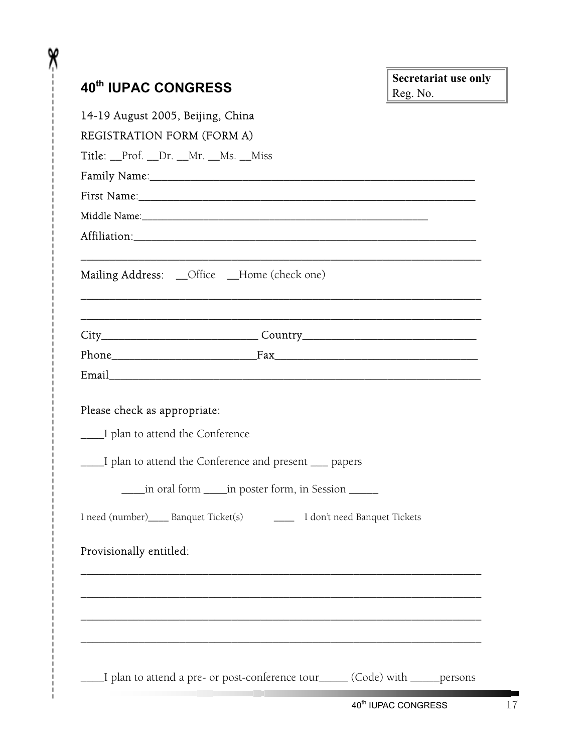## 40th IUPAC CONGRESS

**Secretariat use only**
Reg. No.

14-19 August 2005, Beijing, China

REGISTRATION FORM (FORM A)

Title: __Prof. __Dr. __Mr. __Ms. __Miss

Family Name:_______________________________________________

First Name:________________________________________________

Middle Name:_______________________________________________

Affiliation:________________________________________________

___________________________________________________________

Mailing Address: __Office __Home (check one)

___________________________________________________________

___________________________________________________________

City__________________________ Country_____________________________

Phone_________________________Fax__________________________________

Email_____________________________________________________________

Please check as appropriate:

____I plan to attend the Conference

____I plan to attend the Conference and present ___ papers

____in oral form ____in poster form, in Session _____

I need (number)____ Banquet Ticket(s) ____ I don't need Banquet Tickets

Provisionally entitled:

___________________________________________________________

___________________________________________________________

___________________________________________________________

___________________________________________________________

____I plan to attend a pre- or post-conference tour_____ (Code) with _____persons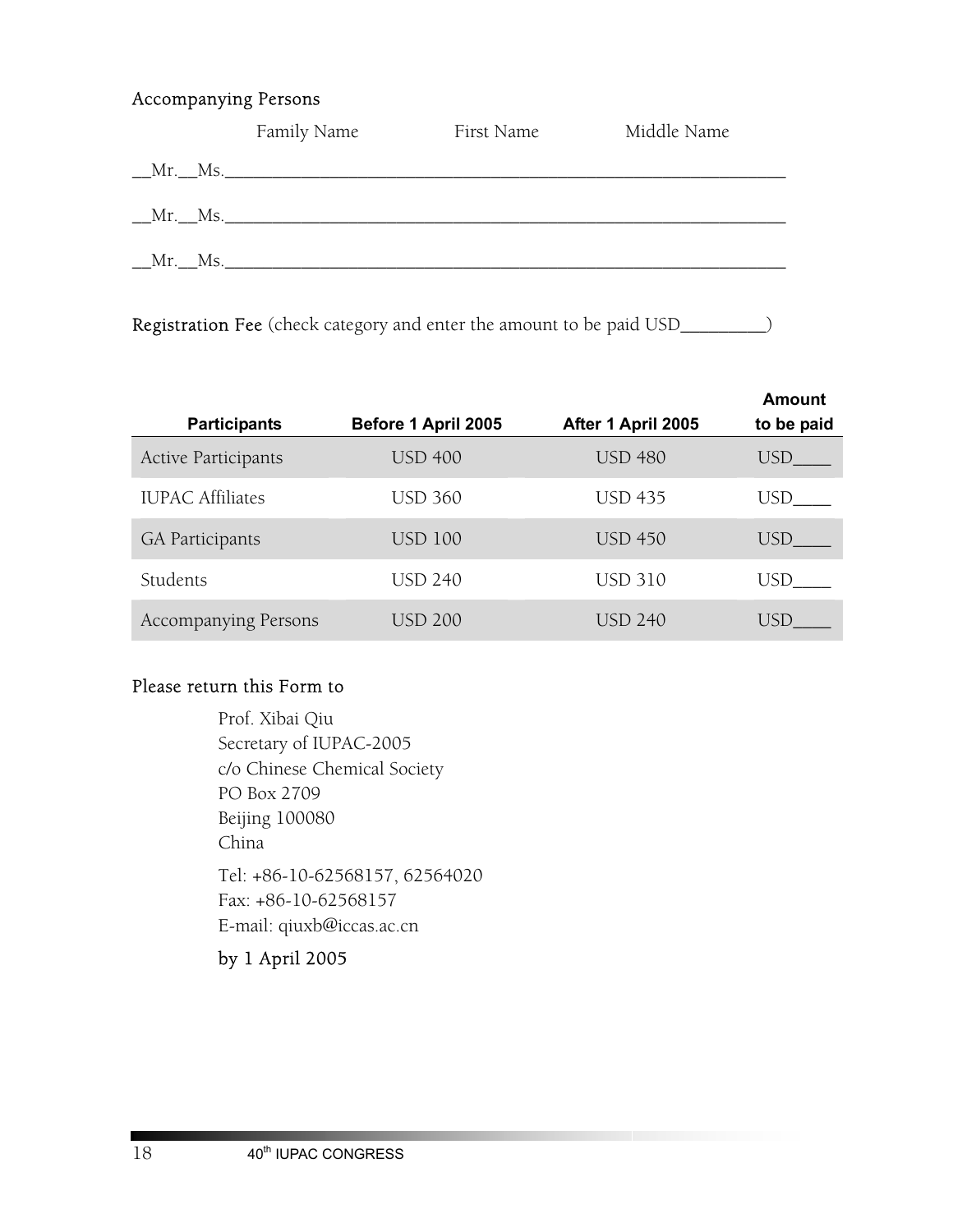Accompanying Persons

Family Name First Name Middle Name

__Mr.__Ms.________________________________________________________________

__Mr.__Ms.________________________________________________________________

__Mr.__Ms.________________________________________________________________

**Registration Fee** (check category and enter the amount to be paid USD_________)

| Participants | Before 1 April 2005 | After 1 April 2005 | Amount to be paid |
|---|---|---|---|
| Active Participants | USD 400 | USD 480 | USD____ |
| IUPAC Affiliates | USD 360 | USD 435 | USD____ |
| GA Participants | USD 100 | USD 450 | USD____ |
| Students | USD 240 | USD 310 | USD____ |
| Accompanying Persons | USD 200 | USD 240 | USD____ |

Please return this Form to

Prof. Xibai Qiu
Secretary of IUPAC-2005
c/o Chinese Chemical Society
PO Box 2709
Beijing 100080
China

Tel: +86-10-62568157, 62564020
Fax: +86-10-62568157
E-mail: qiuxb@iccas.ac.cn

by 1 April 2005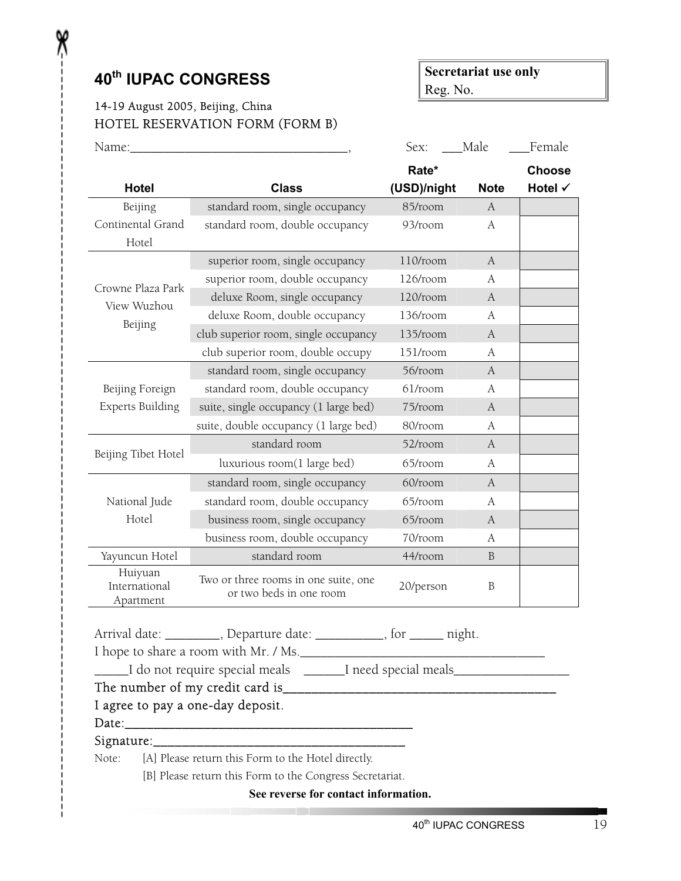# 40th IUPAC CONGRESS

**Secretariat use only**
Reg. No.

14-19 August 2005, Beijing, China

HOTEL RESERVATION FORM (FORM B)

Name:_________________________________, Sex: ___Male ___Female

| Hotel | Class | Rate* (USD)/night | Note | Choose Hotel ✓ |
|---|---|---|---|---|
| Beijing Continental Grand Hotel | standard room, single occupancy | 85/room | A | |
| | standard room, double occupancy | 93/room | A | |
| Crowne Plaza Park View Wuzhou Beijing | superior room, single occupancy | 110/room | A | |
| | superior room, double occupancy | 126/room | A | |
| | deluxe Room, single occupancy | 120/room | A | |
| | deluxe Room, double occupancy | 136/room | A | |
| | club superior room, single occupancy | 135/room | A | |
| | club superior room, double occupy | 151/room | A | |
| Beijing Foreign Experts Building | standard room, single occupancy | 56/room | A | |
| | standard room, double occupancy | 61/room | A | |
| | suite, single occupancy (1 large bed) | 75/room | A | |
| | suite, double occupancy (1 large bed) | 80/room | A | |
| Beijing Tibet Hotel | standard room | 52/room | A | |
| | luxurious room(1 large bed) | 65/room | A | |
| National Jude Hotel | standard room, single occupancy | 60/room | A | |
| | standard room, double occupancy | 65/room | A | |
| | business room, single occupancy | 65/room | A | |
| | business room, double occupancy | 70/room | A | |
| Yayuncun Hotel | standard room | 44/room | B | |
| Huiyuan International Apartment | Two or three rooms in one suite, one or two beds in one room | 20/person | B | |

Arrival date: ________, Departure date: __________, for _____ night.

I hope to share a room with Mr. / Ms.____________________________________

_____I do not require special meals ______I need special meals_________________

The number of my credit card is________________________________________

I agree to pay a one-day deposit.

Date:_________________________________________

Signature:_____________________________________

Note: [A] Please return this Form to the Hotel directly.

[B] Please return this Form to the Congress Secretariat.

**See reverse for contact information.**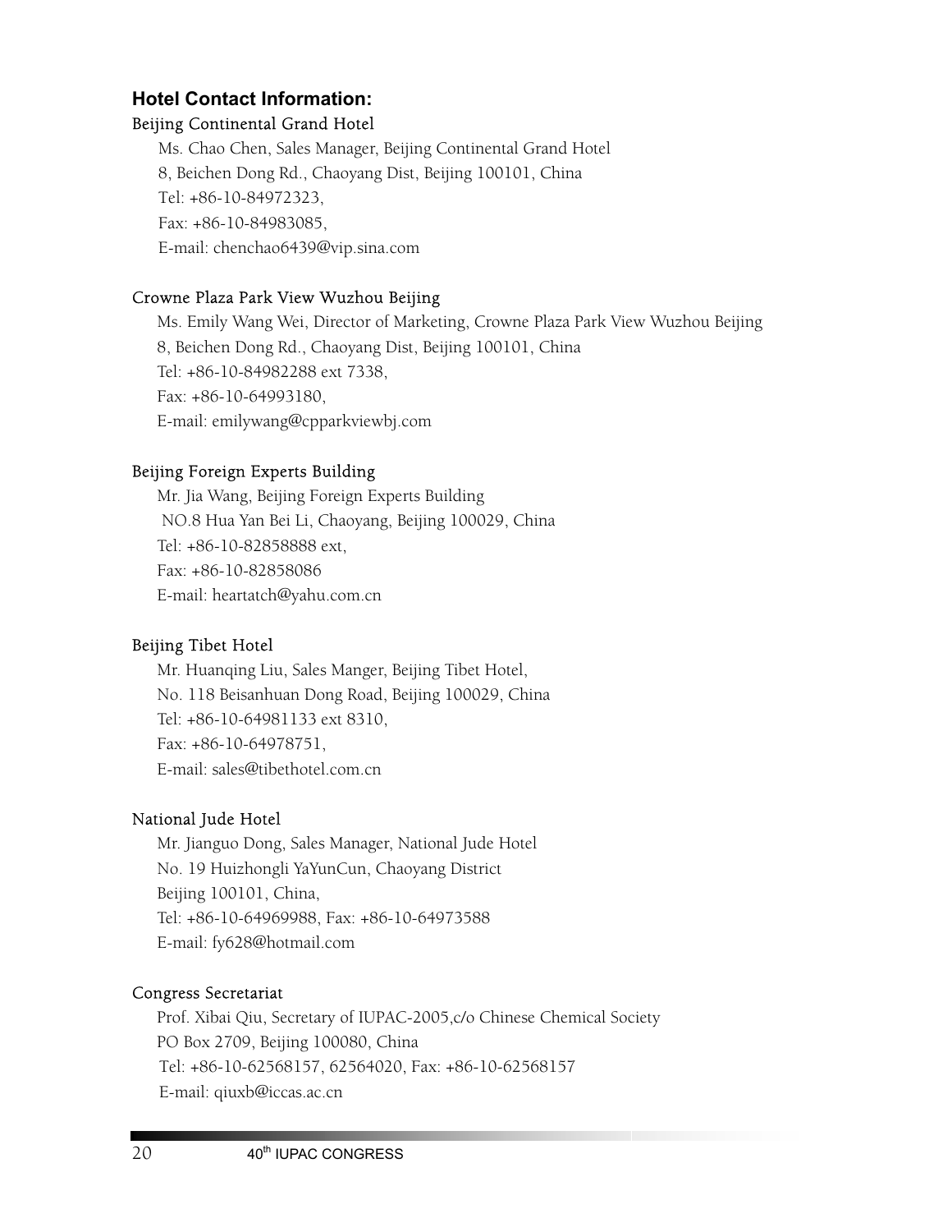### Hotel Contact Information:

Beijing Continental Grand Hotel

Ms. Chao Chen, Sales Manager, Beijing Continental Grand Hotel
8, Beichen Dong Rd., Chaoyang Dist, Beijing 100101, China
Tel: +86-10-84972323,
Fax: +86-10-84983085,
E-mail: chenchao6439@vip.sina.com

Crowne Plaza Park View Wuzhou Beijing

Ms. Emily Wang Wei, Director of Marketing, Crowne Plaza Park View Wuzhou Beijing
8, Beichen Dong Rd., Chaoyang Dist, Beijing 100101, China
Tel: +86-10-84982288 ext 7338,
Fax: +86-10-64993180,
E-mail: emilywang@cpparkviewbj.com

Beijing Foreign Experts Building

Mr. Jia Wang, Beijing Foreign Experts Building
NO.8 Hua Yan Bei Li, Chaoyang, Beijing 100029, China
Tel: +86-10-82858888 ext,
Fax: +86-10-82858086
E-mail: heartatch@yahu.com.cn

Beijing Tibet Hotel

Mr. Huanqing Liu, Sales Manger, Beijing Tibet Hotel,
No. 118 Beisanhuan Dong Road, Beijing 100029, China
Tel: +86-10-64981133 ext 8310,
Fax: +86-10-64978751,
E-mail: sales@tibethotel.com.cn

National Jude Hotel

Mr. Jianguo Dong, Sales Manager, National Jude Hotel
No. 19 Huizhongli YaYunCun, Chaoyang District
Beijing 100101, China,
Tel: +86-10-64969988, Fax: +86-10-64973588
E-mail: fy628@hotmail.com

Congress Secretariat

Prof. Xibai Qiu, Secretary of IUPAC-2005,c/o Chinese Chemical Society
PO Box 2709, Beijing 100080, China
Tel: +86-10-62568157, 62564020, Fax: +86-10-62568157
E-mail: qiuxb@iccas.ac.cn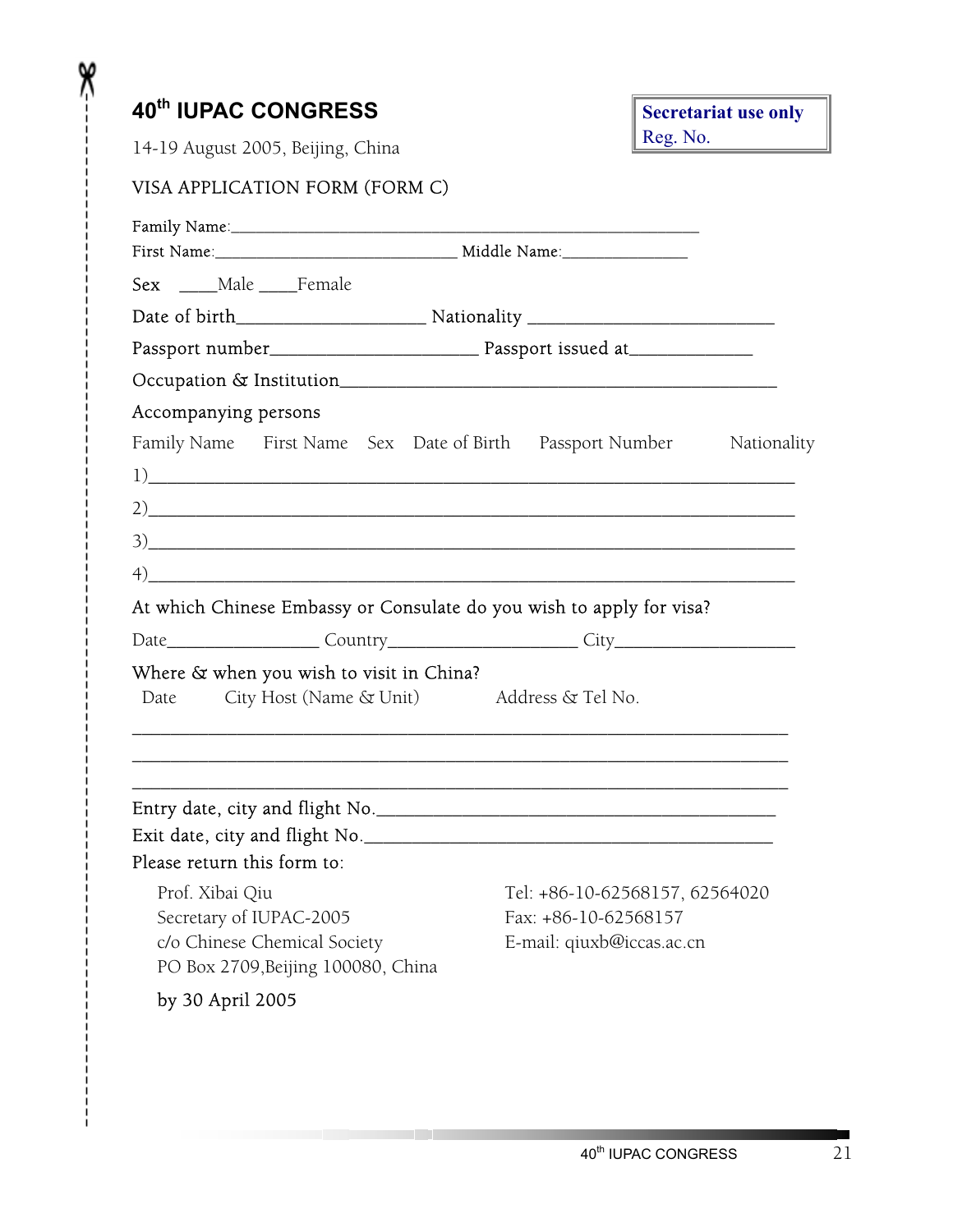# 40th IUPAC CONGRESS

14-19 August 2005, Beijing, China

**Secretariat use only**
Reg. No.

VISA APPLICATION FORM (FORM C)

Family Name:________________________________________________________

First Name:____________________________ Middle Name:______________

Sex ____Male ____Female

Date of birth____________________ Nationality __________________________

Passport number______________________ Passport issued at_____________

Occupation & Institution______________________________________________

Accompanying persons

| Family Name | First Name | Sex | Date of Birth | Passport Number | Nationality |
|---|---|---|---|---|---|
| 1) | | | | | |
| 2) | | | | | |
| 3) | | | | | |
| 4) | | | | | |

At which Chinese Embassy or Consulate do you wish to apply for visa?

Date________________ Country_____________________ City___________________

Where & when you wish to visit in China?

| Date | City | Host (Name & Unit) | Address & Tel No. |
|---|---|---|---|
| | | | |
| | | | |
| | | | |

Entry date, city and flight No.___________________________________________

Exit date, city and flight No.____________________________________________

Please return this form to:

Prof. Xibai Qiu
Secretary of IUPAC-2005
c/o Chinese Chemical Society
PO Box 2709,Beijing 100080, China

Tel: +86-10-62568157, 62564020
Fax: +86-10-62568157
E-mail: qiuxb@iccas.ac.cn

by 30 April 2005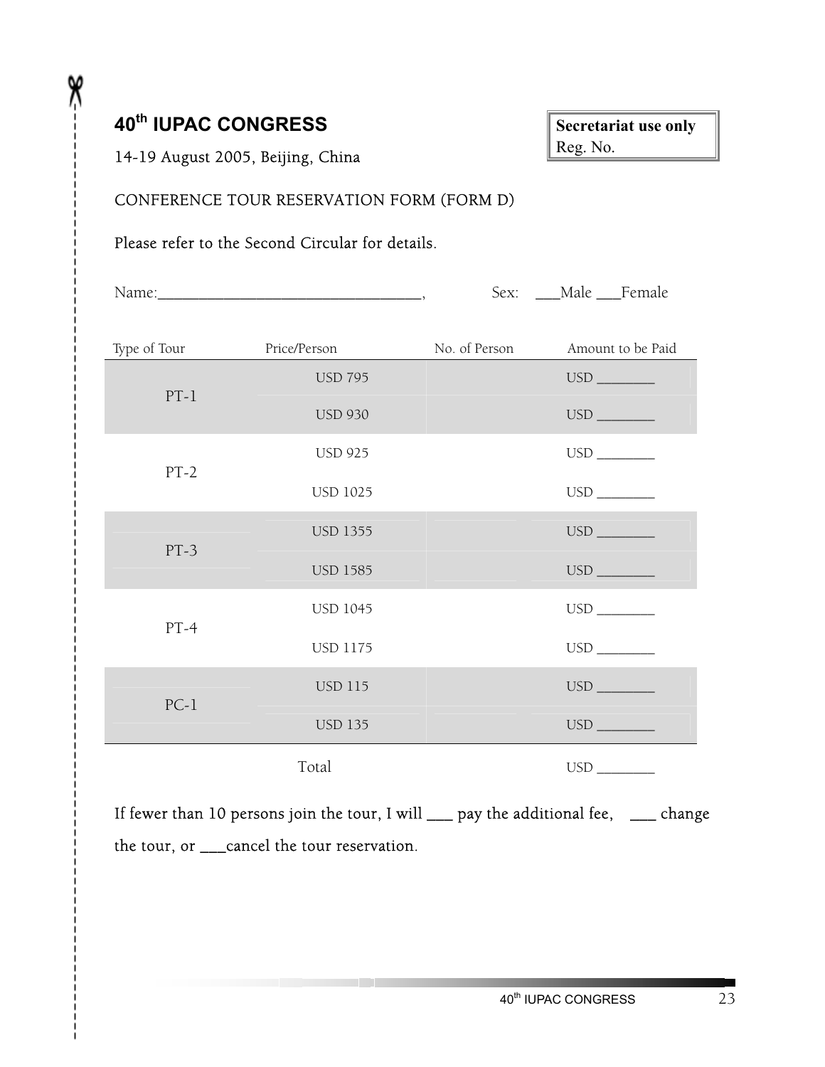## 40th IUPAC CONGRESS

14-19 August 2005, Beijing, China

**Secretariat use only**
Reg. No.

CONFERENCE TOUR RESERVATION FORM (FORM D)

Please refer to the Second Circular for details.

Name:__________________________________, Sex: ___Male ___Female

| Type of Tour | Price/Person | No. of Person | Amount to be Paid |
|---|---|---|---|
| PT-1 | USD 795 | | USD ________ |
| | USD 930 | | USD ________ |
| PT-2 | USD 925 | | USD ________ |
| | USD 1025 | | USD ________ |
| PT-3 | USD 1355 | | USD ________ |
| | USD 1585 | | USD ________ |
| PT-4 | USD 1045 | | USD ________ |
| | USD 1175 | | USD ________ |
| PC-1 | USD 115 | | USD ________ |
| | USD 135 | | USD ________ |
| | Total | | USD ________ |

If fewer than 10 persons join the tour, I will ___ pay the additional fee, ___ change the tour, or ___cancel the tour reservation.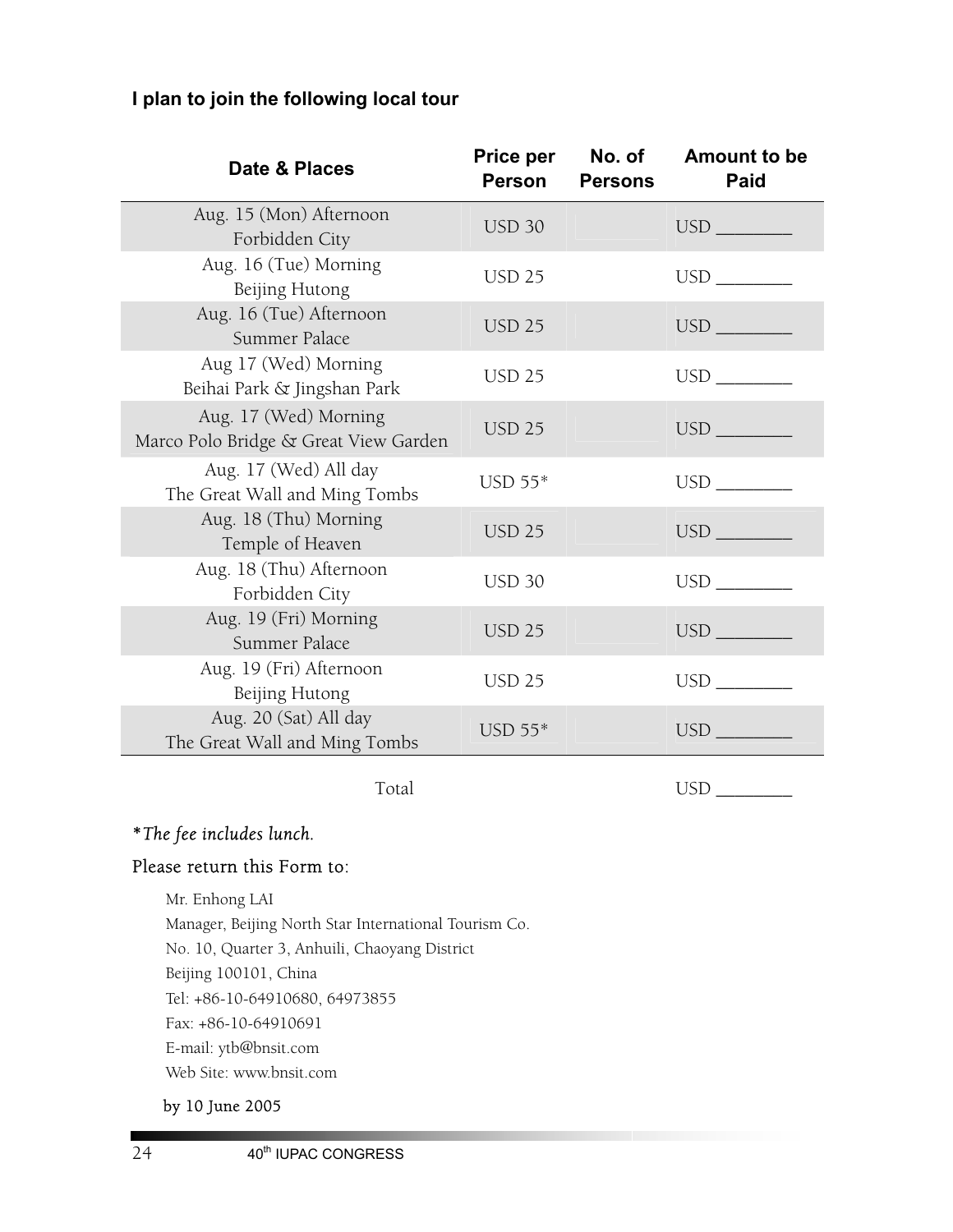**I plan to join the following local tour**

| Date & Places | Price per Person | No. of Persons | Amount to be Paid |
|---|---|---|---|
| Aug. 15 (Mon) Afternoon<br>Forbidden City | USD 30 | | USD ________ |
| Aug. 16 (Tue) Morning<br>Beijing Hutong | USD 25 | | USD ________ |
| Aug. 16 (Tue) Afternoon<br>Summer Palace | USD 25 | | USD ________ |
| Aug 17 (Wed) Morning<br>Beihai Park & Jingshan Park | USD 25 | | USD ________ |
| Aug. 17 (Wed) Morning<br>Marco Polo Bridge & Great View Garden | USD 25 | | USD ________ |
| Aug. 17 (Wed) All day<br>The Great Wall and Ming Tombs | USD 55* | | USD ________ |
| Aug. 18 (Thu) Morning<br>Temple of Heaven | USD 25 | | USD ________ |
| Aug. 18 (Thu) Afternoon<br>Forbidden City | USD 30 | | USD ________ |
| Aug. 19 (Fri) Morning<br>Summer Palace | USD 25 | | USD ________ |
| Aug. 19 (Fri) Afternoon<br>Beijing Hutong | USD 25 | | USD ________ |
| Aug. 20 (Sat) All day<br>The Great Wall and Ming Tombs | USD 55* | | USD ________ |
| Total | | | USD ________ |

**The fee includes lunch.* 

Please return this Form to:

Mr. Enhong LAI  
Manager, Beijing North Star International Tourism Co.  
No. 10, Quarter 3, Anhuili, Chaoyang District  
Beijing 100101, China  
Tel: +86-10-64910680, 64973855  
Fax: +86-10-64910691  
E-mail: ytb@bnsit.com  
Web Site: www.bnsit.com

by 10 June 2005